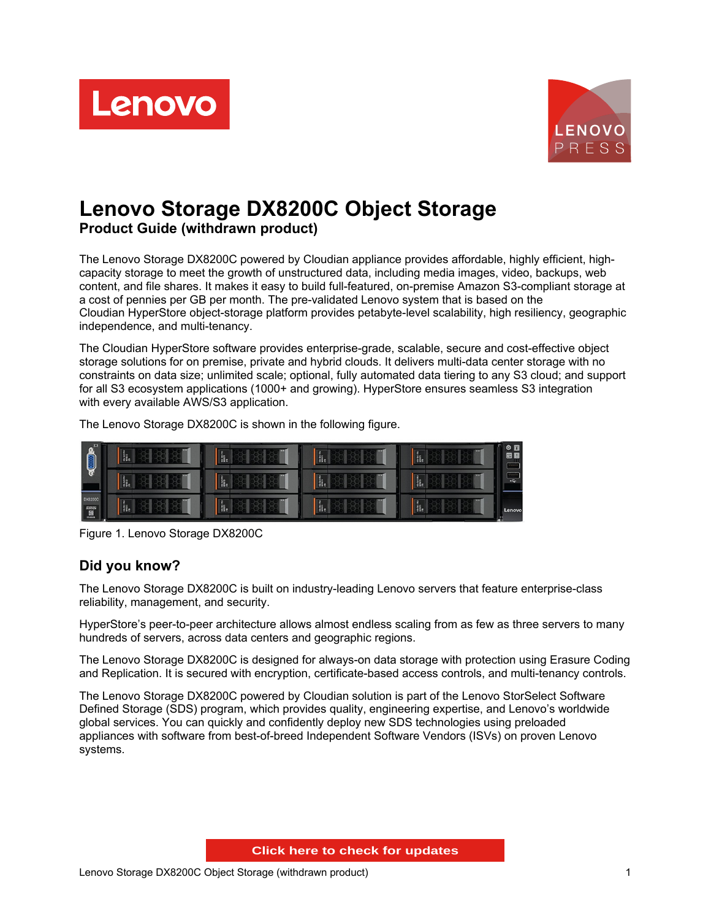# Lenovo Storage DX8200C Object Storage

## Product Guide (withdrawn product)

The Lenovo Storage DX8200C powered by Cloudian appliance provides affordable, highly efficient, high-capacity storage to meet the growth of unstructured data, including media images, video, backups, web content, and file shares. It makes it easy to build full-featured, on-premise Amazon S3-compliant storage at a cost of pennies per GB per month. The pre-validated Lenovo system that is based on the Cloudian HyperStore object-storage platform provides petabyte-level scalability, high resiliency, geographic independence, and multi-tenancy.

The Cloudian HyperStore software provides enterprise-grade, scalable, secure and cost-effective object storage solutions for on premise, private and hybrid clouds. It delivers multi-data center storage with no constraints on data size; unlimited scale; optional, fully automated data tiering to any S3 cloud; and support for all S3 ecosystem applications (1000+ and growing). HyperStore ensures seamless S3 integration with every available AWS/S3 application.

The Lenovo Storage DX8200C is shown in the following figure.

Figure 1. Lenovo Storage DX8200C

## Did you know?

The Lenovo Storage DX8200C is built on industry-leading Lenovo servers that feature enterprise-class reliability, management, and security.

HyperStore's peer-to-peer architecture allows almost endless scaling from as few as three servers to many hundreds of servers, across data centers and geographic regions.

The Lenovo Storage DX8200C is designed for always-on data storage with protection using Erasure Coding and Replication. It is secured with encryption, certificate-based access controls, and multi-tenancy controls.

The Lenovo Storage DX8200C powered by Cloudian solution is part of the Lenovo StorSelect Software Defined Storage (SDS) program, which provides quality, engineering expertise, and Lenovo's worldwide global services. You can quickly and confidently deploy new SDS technologies using preloaded appliances with software from best-of-breed Independent Software Vendors (ISVs) on proven Lenovo systems.

Click here to check for updates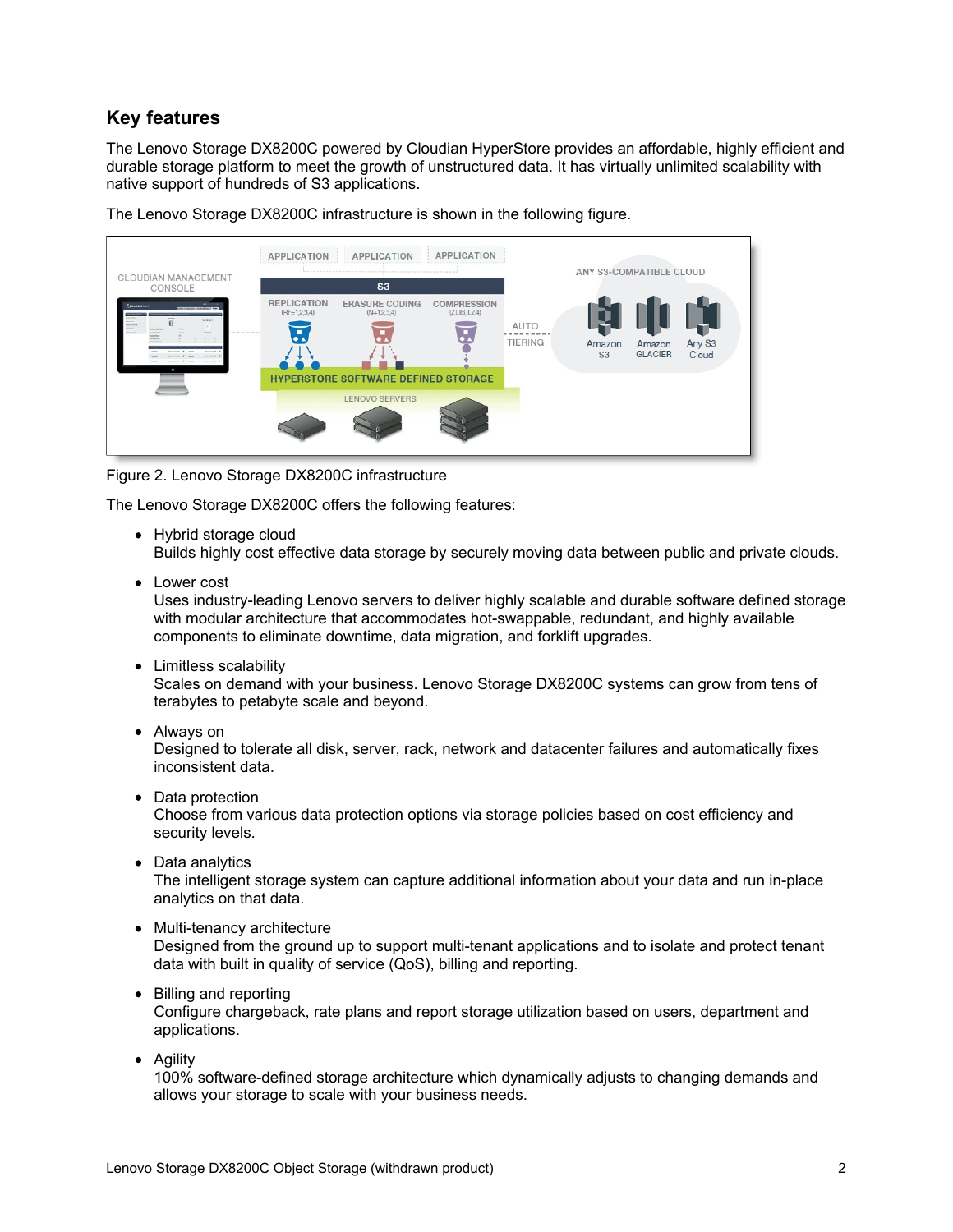## Key features

The Lenovo Storage DX8200C powered by Cloudian HyperStore provides an affordable, highly efficient and durable storage platform to meet the growth of unstructured data. It has virtually unlimited scalability with native support of hundreds of S3 applications.

The Lenovo Storage DX8200C infrastructure is shown in the following figure.

Figure 2. Lenovo Storage DX8200C infrastructure

The Lenovo Storage DX8200C offers the following features:

- Hybrid storage cloud
  Builds highly cost effective data storage by securely moving data between public and private clouds.
- Lower cost
  Uses industry-leading Lenovo servers to deliver highly scalable and durable software defined storage with modular architecture that accommodates hot-swappable, redundant, and highly available components to eliminate downtime, data migration, and forklift upgrades.
- Limitless scalability
  Scales on demand with your business. Lenovo Storage DX8200C systems can grow from tens of terabytes to petabyte scale and beyond.
- Always on
  Designed to tolerate all disk, server, rack, network and datacenter failures and automatically fixes inconsistent data.
- Data protection
  Choose from various data protection options via storage policies based on cost efficiency and security levels.
- Data analytics
  The intelligent storage system can capture additional information about your data and run in-place analytics on that data.
- Multi-tenancy architecture
  Designed from the ground up to support multi-tenant applications and to isolate and protect tenant data with built in quality of service (QoS), billing and reporting.
- Billing and reporting
  Configure chargeback, rate plans and report storage utilization based on users, department and applications.
- Agility
  100% software-defined storage architecture which dynamically adjusts to changing demands and allows your storage to scale with your business needs.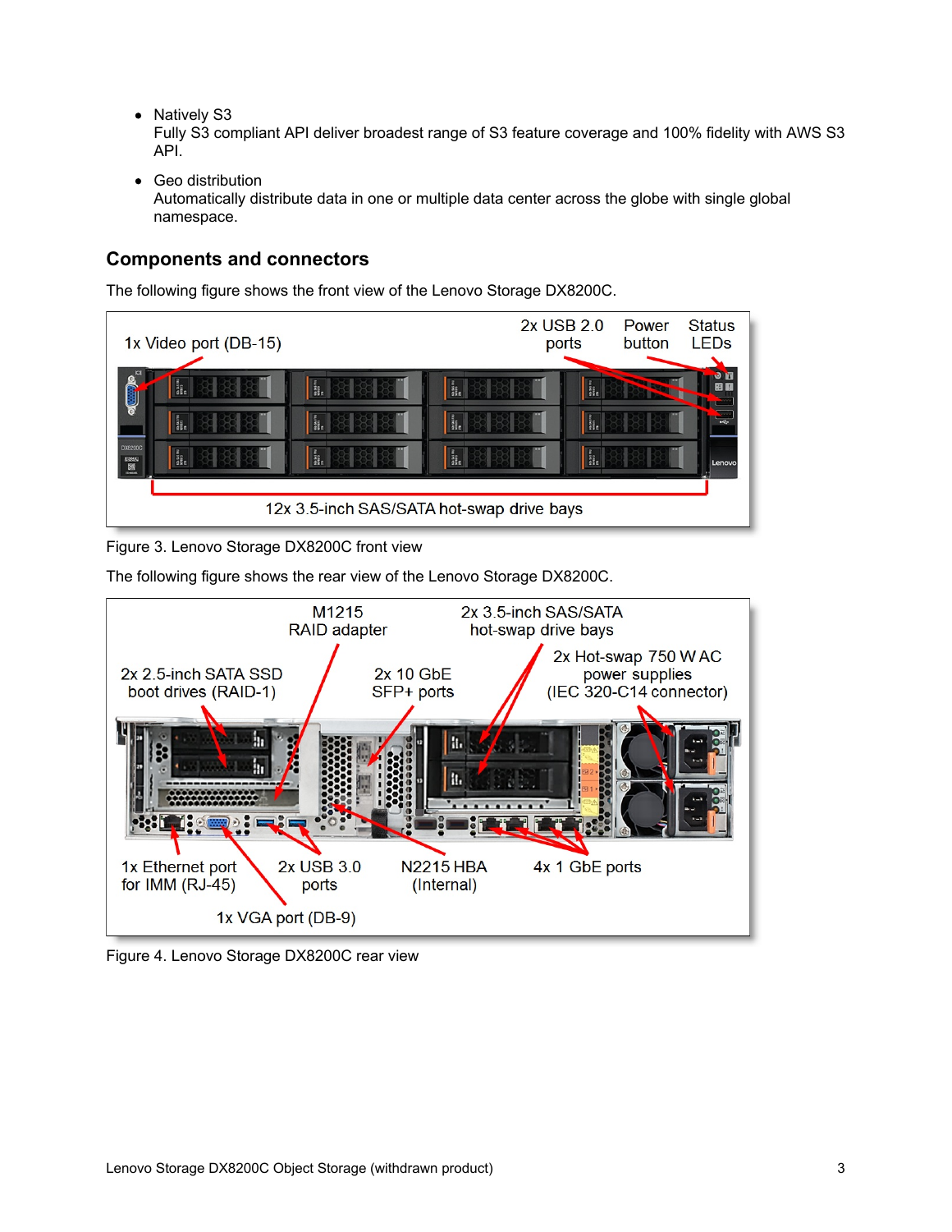- Natively S3
  Fully S3 compliant API deliver broadest range of S3 feature coverage and 100% fidelity with AWS S3 API.
- Geo distribution
  Automatically distribute data in one or multiple data center across the globe with single global namespace.

## Components and connectors

The following figure shows the front view of the Lenovo Storage DX8200C.

Figure 3. Lenovo Storage DX8200C front view

The following figure shows the rear view of the Lenovo Storage DX8200C.

Figure 4. Lenovo Storage DX8200C rear view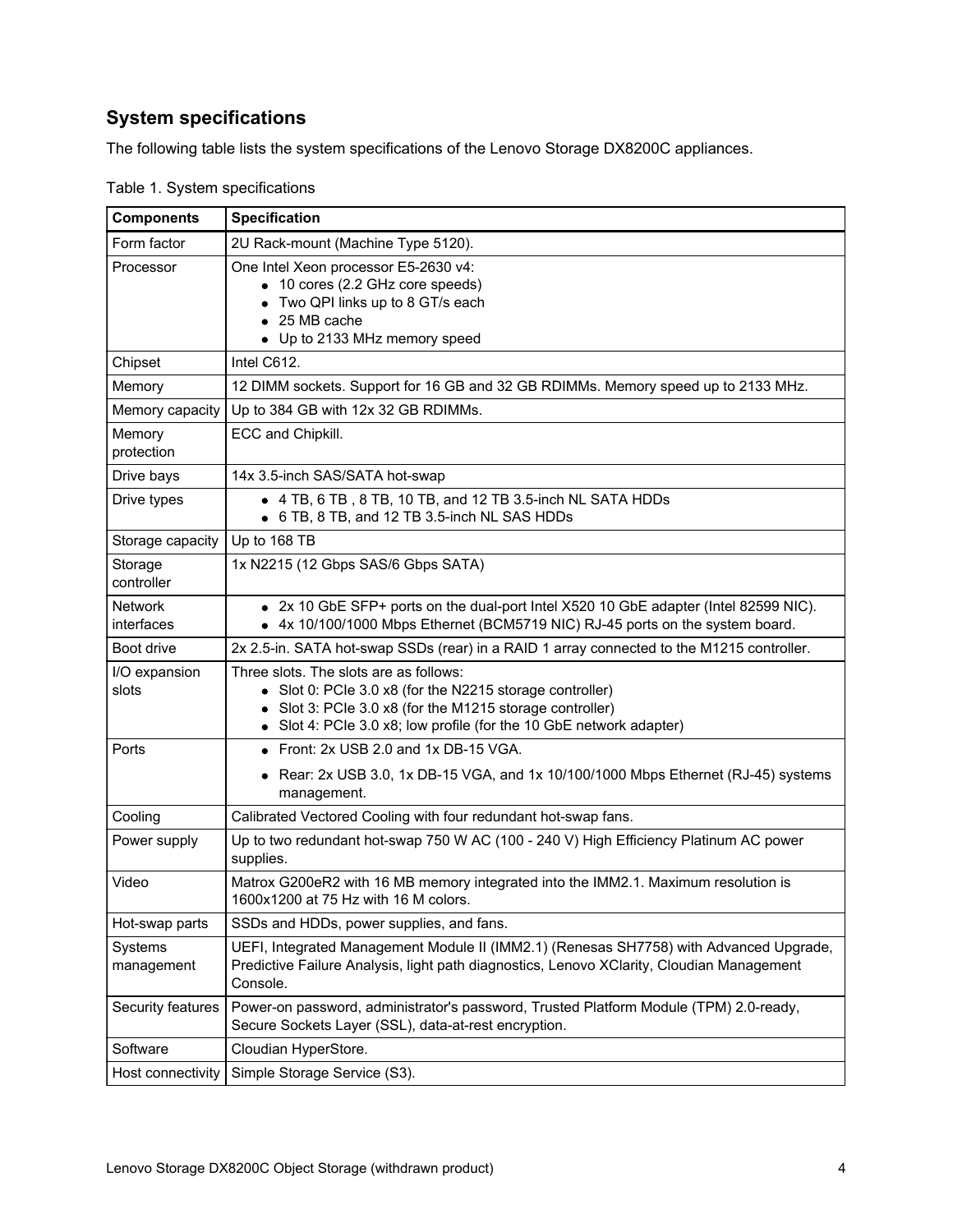## System specifications

The following table lists the system specifications of the Lenovo Storage DX8200C appliances.

Table 1. System specifications

| Components | Specification |
| --- | --- |
| Form factor | 2U Rack-mount (Machine Type 5120). |
| Processor | One Intel Xeon processor E5-2630 v4:<br>• 10 cores (2.2 GHz core speeds)<br>• Two QPI links up to 8 GT/s each<br>• 25 MB cache<br>• Up to 2133 MHz memory speed |
| Chipset | Intel C612. |
| Memory | 12 DIMM sockets. Support for 16 GB and 32 GB RDIMMs. Memory speed up to 2133 MHz. |
| Memory capacity | Up to 384 GB with 12x 32 GB RDIMMs. |
| Memory protection | ECC and Chipkill. |
| Drive bays | 14x 3.5-inch SAS/SATA hot-swap |
| Drive types | • 4 TB, 6 TB , 8 TB, 10 TB, and 12 TB 3.5-inch NL SATA HDDs<br>• 6 TB, 8 TB, and 12 TB 3.5-inch NL SAS HDDs |
| Storage capacity | Up to 168 TB |
| Storage controller | 1x N2215 (12 Gbps SAS/6 Gbps SATA) |
| Network interfaces | • 2x 10 GbE SFP+ ports on the dual-port Intel X520 10 GbE adapter (Intel 82599 NIC).<br>• 4x 10/100/1000 Mbps Ethernet (BCM5719 NIC) RJ-45 ports on the system board. |
| Boot drive | 2x 2.5-in. SATA hot-swap SSDs (rear) in a RAID 1 array connected to the M1215 controller. |
| I/O expansion slots | Three slots. The slots are as follows:<br>• Slot 0: PCIe 3.0 x8 (for the N2215 storage controller)<br>• Slot 3: PCIe 3.0 x8 (for the M1215 storage controller)<br>• Slot 4: PCIe 3.0 x8; low profile (for the 10 GbE network adapter) |
| Ports | • Front: 2x USB 2.0 and 1x DB-15 VGA.<br>• Rear: 2x USB 3.0, 1x DB-15 VGA, and 1x 10/100/1000 Mbps Ethernet (RJ-45) systems management. |
| Cooling | Calibrated Vectored Cooling with four redundant hot-swap fans. |
| Power supply | Up to two redundant hot-swap 750 W AC (100 - 240 V) High Efficiency Platinum AC power supplies. |
| Video | Matrox G200eR2 with 16 MB memory integrated into the IMM2.1. Maximum resolution is 1600x1200 at 75 Hz with 16 M colors. |
| Hot-swap parts | SSDs and HDDs, power supplies, and fans. |
| Systems management | UEFI, Integrated Management Module II (IMM2.1) (Renesas SH7758) with Advanced Upgrade, Predictive Failure Analysis, light path diagnostics, Lenovo XClarity, Cloudian Management Console. |
| Security features | Power-on password, administrator's password, Trusted Platform Module (TPM) 2.0-ready, Secure Sockets Layer (SSL), data-at-rest encryption. |
| Software | Cloudian HyperStore. |
| Host connectivity | Simple Storage Service (S3). |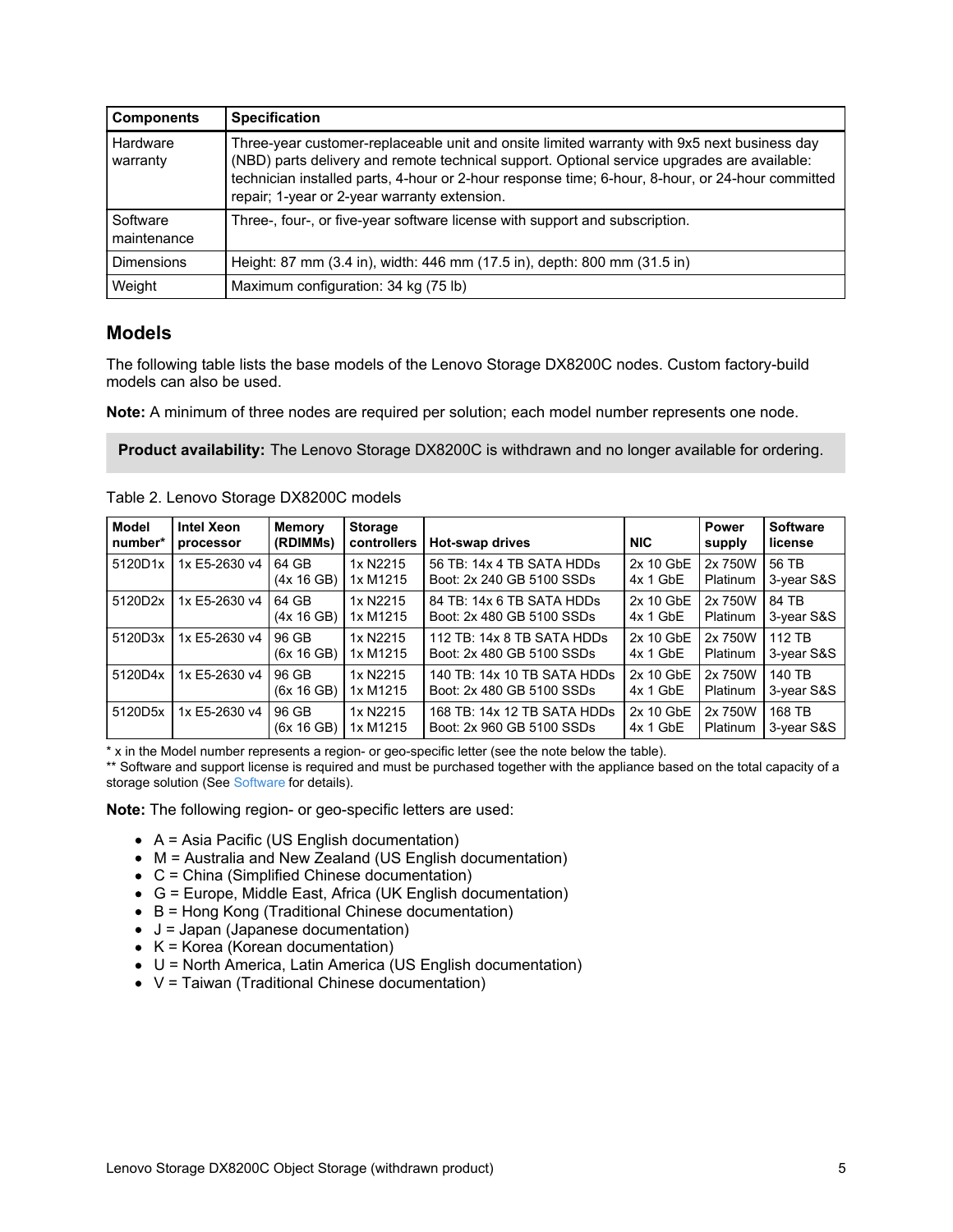| Components | Specification |
|---|---|
| Hardware warranty | Three-year customer-replaceable unit and onsite limited warranty with 9x5 next business day (NBD) parts delivery and remote technical support. Optional service upgrades are available: technician installed parts, 4-hour or 2-hour response time; 6-hour, 8-hour, or 24-hour committed repair; 1-year or 2-year warranty extension. |
| Software maintenance | Three-, four-, or five-year software license with support and subscription. |
| Dimensions | Height: 87 mm (3.4 in), width: 446 mm (17.5 in), depth: 800 mm (31.5 in) |
| Weight | Maximum configuration: 34 kg (75 lb) |

## Models

The following table lists the base models of the Lenovo Storage DX8200C nodes. Custom factory-build models can also be used.

**Note:** A minimum of three nodes are required per solution; each model number represents one node.

**Product availability:** The Lenovo Storage DX8200C is withdrawn and no longer available for ordering.

Table 2. Lenovo Storage DX8200C models

| Model number* | Intel Xeon processor | Memory (RDIMMs) | Storage controllers | Hot-swap drives | NIC | Power supply | Software license |
|---|---|---|---|---|---|---|---|
| 5120D1x | 1x E5-2630 v4 | 64 GB (4x 16 GB) | 1x N2215 1x M1215 | 56 TB: 14x 4 TB SATA HDDs Boot: 2x 240 GB 5100 SSDs | 2x 10 GbE 4x 1 GbE | 2x 750W Platinum | 56 TB 3-year S&S |
| 5120D2x | 1x E5-2630 v4 | 64 GB (4x 16 GB) | 1x N2215 1x M1215 | 84 TB: 14x 6 TB SATA HDDs Boot: 2x 480 GB 5100 SSDs | 2x 10 GbE 4x 1 GbE | 2x 750W Platinum | 84 TB 3-year S&S |
| 5120D3x | 1x E5-2630 v4 | 96 GB (6x 16 GB) | 1x N2215 1x M1215 | 112 TB: 14x 8 TB SATA HDDs Boot: 2x 480 GB 5100 SSDs | 2x 10 GbE 4x 1 GbE | 2x 750W Platinum | 112 TB 3-year S&S |
| 5120D4x | 1x E5-2630 v4 | 96 GB (6x 16 GB) | 1x N2215 1x M1215 | 140 TB: 14x 10 TB SATA HDDs Boot: 2x 480 GB 5100 SSDs | 2x 10 GbE 4x 1 GbE | 2x 750W Platinum | 140 TB 3-year S&S |
| 5120D5x | 1x E5-2630 v4 | 96 GB (6x 16 GB) | 1x N2215 1x M1215 | 168 TB: 14x 12 TB SATA HDDs Boot: 2x 960 GB 5100 SSDs | 2x 10 GbE 4x 1 GbE | 2x 750W Platinum | 168 TB 3-year S&S |

* x in the Model number represents a region- or geo-specific letter (see the note below the table).

** Software and support license is required and must be purchased together with the appliance based on the total capacity of a storage solution (See Software for details).

**Note:** The following region- or geo-specific letters are used:

- A = Asia Pacific (US English documentation)
- M = Australia and New Zealand (US English documentation)
- C = China (Simplified Chinese documentation)
- G = Europe, Middle East, Africa (UK English documentation)
- B = Hong Kong (Traditional Chinese documentation)
- J = Japan (Japanese documentation)
- K = Korea (Korean documentation)
- U = North America, Latin America (US English documentation)
- V = Taiwan (Traditional Chinese documentation)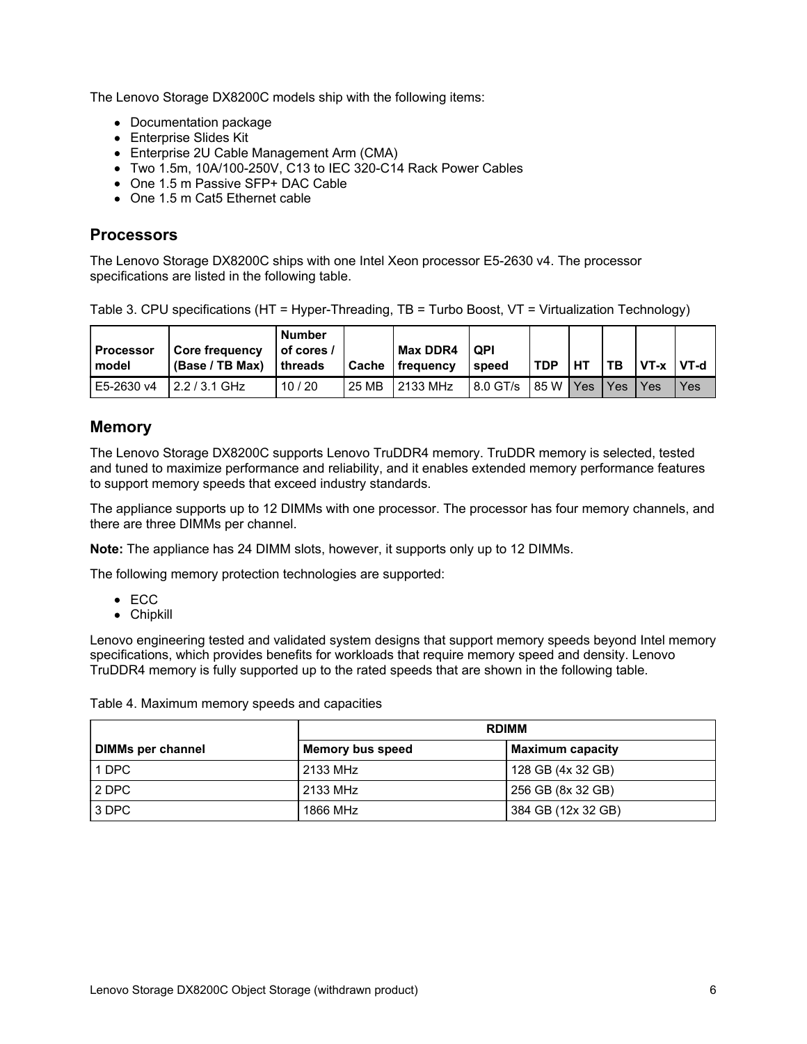The Lenovo Storage DX8200C models ship with the following items:

- Documentation package
- Enterprise Slides Kit
- Enterprise 2U Cable Management Arm (CMA)
- Two 1.5m, 10A/100-250V, C13 to IEC 320-C14 Rack Power Cables
- One 1.5 m Passive SFP+ DAC Cable
- One 1.5 m Cat5 Ethernet cable

## Processors

The Lenovo Storage DX8200C ships with one Intel Xeon processor E5-2630 v4. The processor specifications are listed in the following table.

Table 3. CPU specifications (HT = Hyper-Threading, TB = Turbo Boost, VT = Virtualization Technology)

| Processor model | Core frequency (Base / TB Max) | Number of cores / threads | Cache | Max DDR4 frequency | QPI speed | TDP | HT | TB | VT-x | VT-d |
|---|---|---|---|---|---|---|---|---|---|---|
| E5-2630 v4 | 2.2 / 3.1 GHz | 10 / 20 | 25 MB | 2133 MHz | 8.0 GT/s | 85 W | Yes | Yes | Yes | Yes |

## Memory

The Lenovo Storage DX8200C supports Lenovo TruDDR4 memory. TruDDR memory is selected, tested and tuned to maximize performance and reliability, and it enables extended memory performance features to support memory speeds that exceed industry standards.

The appliance supports up to 12 DIMMs with one processor. The processor has four memory channels, and there are three DIMMs per channel.

**Note:** The appliance has 24 DIMM slots, however, it supports only up to 12 DIMMs.

The following memory protection technologies are supported:

- ECC
- Chipkill

Lenovo engineering tested and validated system designs that support memory speeds beyond Intel memory specifications, which provides benefits for workloads that require memory speed and density. Lenovo TruDDR4 memory is fully supported up to the rated speeds that are shown in the following table.

Table 4. Maximum memory speeds and capacities

| | RDIMM | |
|---|---|---|
| **DIMMs per channel** | **Memory bus speed** | **Maximum capacity** |
| 1 DPC | 2133 MHz | 128 GB (4x 32 GB) |
| 2 DPC | 2133 MHz | 256 GB (8x 32 GB) |
| 3 DPC | 1866 MHz | 384 GB (12x 32 GB) |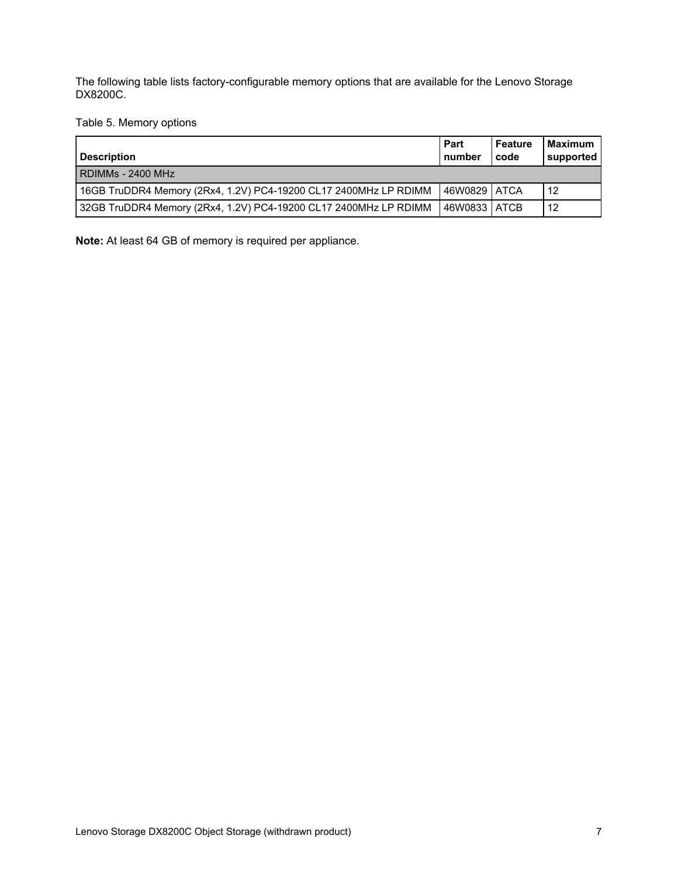The following table lists factory-configurable memory options that are available for the Lenovo Storage DX8200C.

Table 5. Memory options

| Description | Part number | Feature code | Maximum supported |
|---|---|---|---|
| RDIMMs - 2400 MHz | | | |
| 16GB TruDDR4 Memory (2Rx4, 1.2V) PC4-19200 CL17 2400MHz LP RDIMM | 46W0829 | ATCA | 12 |
| 32GB TruDDR4 Memory (2Rx4, 1.2V) PC4-19200 CL17 2400MHz LP RDIMM | 46W0833 | ATCB | 12 |

**Note:** At least 64 GB of memory is required per appliance.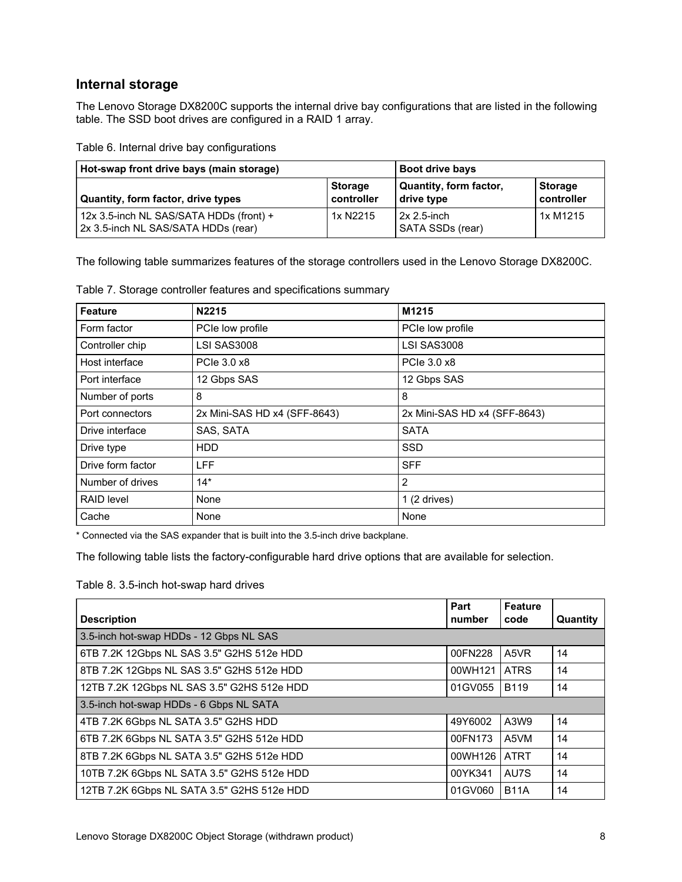## Internal storage

The Lenovo Storage DX8200C supports the internal drive bay configurations that are listed in the following table. The SSD boot drives are configured in a RAID 1 array.

Table 6. Internal drive bay configurations

| Hot-swap front drive bays (main storage) | | Boot drive bays | |
|---|---|---|---|
| **Quantity, form factor, drive types** | **Storage controller** | **Quantity, form factor, drive type** | **Storage controller** |
| 12x 3.5-inch NL SAS/SATA HDDs (front) + 2x 3.5-inch NL SAS/SATA HDDs (rear) | 1x N2215 | 2x 2.5-inch SATA SSDs (rear) | 1x M1215 |

The following table summarizes features of the storage controllers used in the Lenovo Storage DX8200C.

Table 7. Storage controller features and specifications summary

| Feature | N2215 | M1215 |
|---|---|---|
| Form factor | PCIe low profile | PCIe low profile |
| Controller chip | LSI SAS3008 | LSI SAS3008 |
| Host interface | PCIe 3.0 x8 | PCIe 3.0 x8 |
| Port interface | 12 Gbps SAS | 12 Gbps SAS |
| Number of ports | 8 | 8 |
| Port connectors | 2x Mini-SAS HD x4 (SFF-8643) | 2x Mini-SAS HD x4 (SFF-8643) |
| Drive interface | SAS, SATA | SATA |
| Drive type | HDD | SSD |
| Drive form factor | LFF | SFF |
| Number of drives | 14* | 2 |
| RAID level | None | 1 (2 drives) |
| Cache | None | None |

\* Connected via the SAS expander that is built into the 3.5-inch drive backplane.

The following table lists the factory-configurable hard drive options that are available for selection.

Table 8. 3.5-inch hot-swap hard drives

| Description | Part number | Feature code | Quantity |
|---|---|---|---|
| 3.5-inch hot-swap HDDs - 12 Gbps NL SAS | | | |
| 6TB 7.2K 12Gbps NL SAS 3.5" G2HS 512e HDD | 00FN228 | A5VR | 14 |
| 8TB 7.2K 12Gbps NL SAS 3.5" G2HS 512e HDD | 00WH121 | ATRS | 14 |
| 12TB 7.2K 12Gbps NL SAS 3.5" G2HS 512e HDD | 01GV055 | B119 | 14 |
| 3.5-inch hot-swap HDDs - 6 Gbps NL SATA | | | |
| 4TB 7.2K 6Gbps NL SATA 3.5" G2HS HDD | 49Y6002 | A3W9 | 14 |
| 6TB 7.2K 6Gbps NL SATA 3.5" G2HS 512e HDD | 00FN173 | A5VM | 14 |
| 8TB 7.2K 6Gbps NL SATA 3.5" G2HS 512e HDD | 00WH126 | ATRT | 14 |
| 10TB 7.2K 6Gbps NL SATA 3.5" G2HS 512e HDD | 00YK341 | AU7S | 14 |
| 12TB 7.2K 6Gbps NL SATA 3.5" G2HS 512e HDD | 01GV060 | B11A | 14 |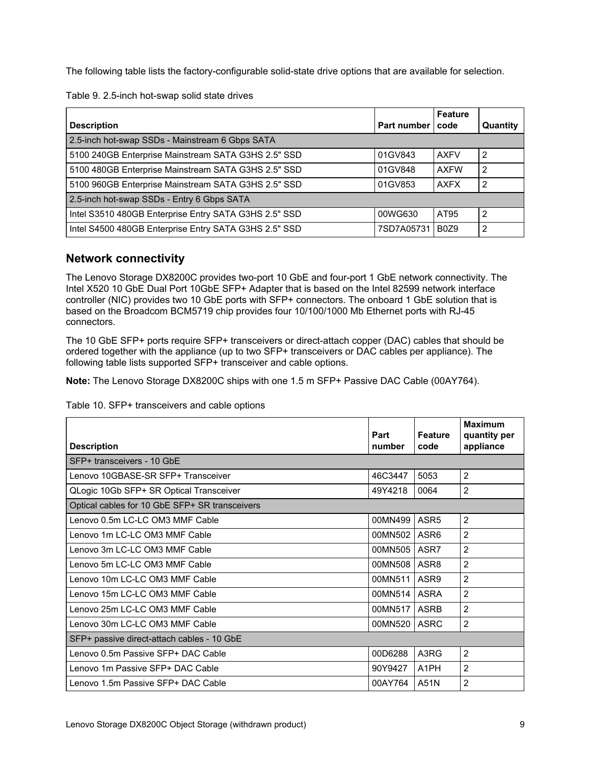The following table lists the factory-configurable solid-state drive options that are available for selection.

Table 9. 2.5-inch hot-swap solid state drives

| Description | Part number | Feature code | Quantity |
|---|---|---|---|
| 2.5-inch hot-swap SSDs - Mainstream 6 Gbps SATA | | | |
| 5100 240GB Enterprise Mainstream SATA G3HS 2.5" SSD | 01GV843 | AXFV | 2 |
| 5100 480GB Enterprise Mainstream SATA G3HS 2.5" SSD | 01GV848 | AXFW | 2 |
| 5100 960GB Enterprise Mainstream SATA G3HS 2.5" SSD | 01GV853 | AXFX | 2 |
| 2.5-inch hot-swap SSDs - Entry 6 Gbps SATA | | | |
| Intel S3510 480GB Enterprise Entry SATA G3HS 2.5" SSD | 00WG630 | AT95 | 2 |
| Intel S4500 480GB Enterprise Entry SATA G3HS 2.5" SSD | 7SD7A05731 | B0Z9 | 2 |

## Network connectivity

The Lenovo Storage DX8200C provides two-port 10 GbE and four-port 1 GbE network connectivity. The Intel X520 10 GbE Dual Port 10GbE SFP+ Adapter that is based on the Intel 82599 network interface controller (NIC) provides two 10 GbE ports with SFP+ connectors. The onboard 1 GbE solution that is based on the Broadcom BCM5719 chip provides four 10/100/1000 Mb Ethernet ports with RJ-45 connectors.

The 10 GbE SFP+ ports require SFP+ transceivers or direct-attach copper (DAC) cables that should be ordered together with the appliance (up to two SFP+ transceivers or DAC cables per appliance). The following table lists supported SFP+ transceiver and cable options.

**Note:** The Lenovo Storage DX8200C ships with one 1.5 m SFP+ Passive DAC Cable (00AY764).

Table 10. SFP+ transceivers and cable options

| Description | Part number | Feature code | Maximum quantity per appliance |
|---|---|---|---|
| SFP+ transceivers - 10 GbE | | | |
| Lenovo 10GBASE-SR SFP+ Transceiver | 46C3447 | 5053 | 2 |
| QLogic 10Gb SFP+ SR Optical Transceiver | 49Y4218 | 0064 | 2 |
| Optical cables for 10 GbE SFP+ SR transceivers | | | |
| Lenovo 0.5m LC-LC OM3 MMF Cable | 00MN499 | ASR5 | 2 |
| Lenovo 1m LC-LC OM3 MMF Cable | 00MN502 | ASR6 | 2 |
| Lenovo 3m LC-LC OM3 MMF Cable | 00MN505 | ASR7 | 2 |
| Lenovo 5m LC-LC OM3 MMF Cable | 00MN508 | ASR8 | 2 |
| Lenovo 10m LC-LC OM3 MMF Cable | 00MN511 | ASR9 | 2 |
| Lenovo 15m LC-LC OM3 MMF Cable | 00MN514 | ASRA | 2 |
| Lenovo 25m LC-LC OM3 MMF Cable | 00MN517 | ASRB | 2 |
| Lenovo 30m LC-LC OM3 MMF Cable | 00MN520 | ASRC | 2 |
| SFP+ passive direct-attach cables - 10 GbE | | | |
| Lenovo 0.5m Passive SFP+ DAC Cable | 00D6288 | A3RG | 2 |
| Lenovo 1m Passive SFP+ DAC Cable | 90Y9427 | A1PH | 2 |
| Lenovo 1.5m Passive SFP+ DAC Cable | 00AY764 | A51N | 2 |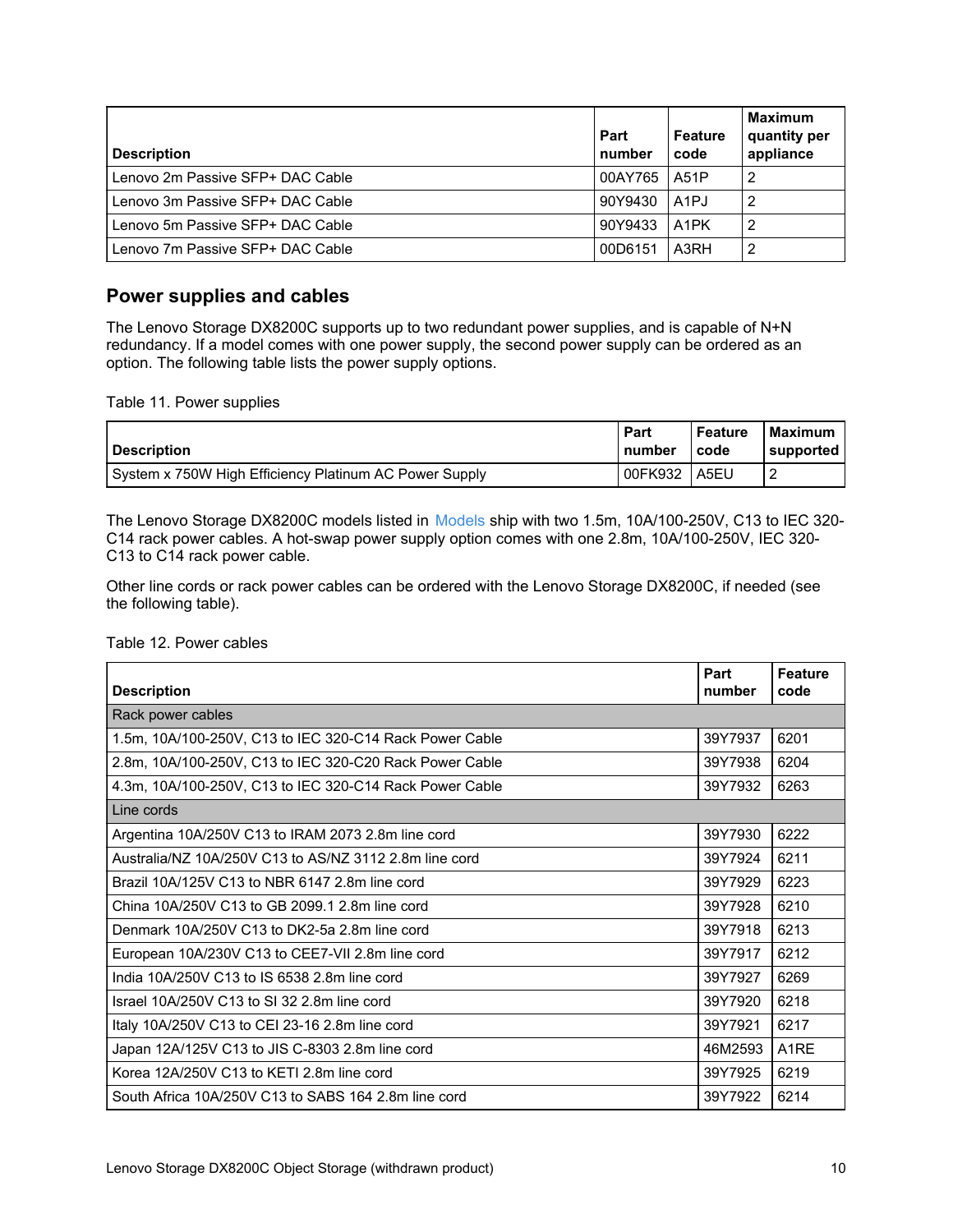| Description | Part number | Feature code | Maximum quantity per appliance |
|---|---|---|---|
| Lenovo 2m Passive SFP+ DAC Cable | 00AY765 | A51P | 2 |
| Lenovo 3m Passive SFP+ DAC Cable | 90Y9430 | A1PJ | 2 |
| Lenovo 5m Passive SFP+ DAC Cable | 90Y9433 | A1PK | 2 |
| Lenovo 7m Passive SFP+ DAC Cable | 00D6151 | A3RH | 2 |

## Power supplies and cables

The Lenovo Storage DX8200C supports up to two redundant power supplies, and is capable of N+N redundancy. If a model comes with one power supply, the second power supply can be ordered as an option. The following table lists the power supply options.

Table 11. Power supplies

| Description | Part number | Feature code | Maximum supported |
|---|---|---|---|
| System x 750W High Efficiency Platinum AC Power Supply | 00FK932 | A5EU | 2 |

The Lenovo Storage DX8200C models listed in Models ship with two 1.5m, 10A/100-250V, C13 to IEC 320-C14 rack power cables. A hot-swap power supply option comes with one 2.8m, 10A/100-250V, IEC 320-C13 to C14 rack power cable.

Other line cords or rack power cables can be ordered with the Lenovo Storage DX8200C, if needed (see the following table).

Table 12. Power cables

| Description | Part number | Feature code |
|---|---|---|
| Rack power cables | | |
| 1.5m, 10A/100-250V, C13 to IEC 320-C14 Rack Power Cable | 39Y7937 | 6201 |
| 2.8m, 10A/100-250V, C13 to IEC 320-C20 Rack Power Cable | 39Y7938 | 6204 |
| 4.3m, 10A/100-250V, C13 to IEC 320-C14 Rack Power Cable | 39Y7932 | 6263 |
| Line cords | | |
| Argentina 10A/250V C13 to IRAM 2073 2.8m line cord | 39Y7930 | 6222 |
| Australia/NZ 10A/250V C13 to AS/NZ 3112 2.8m line cord | 39Y7924 | 6211 |
| Brazil 10A/125V C13 to NBR 6147 2.8m line cord | 39Y7929 | 6223 |
| China 10A/250V C13 to GB 2099.1 2.8m line cord | 39Y7928 | 6210 |
| Denmark 10A/250V C13 to DK2-5a 2.8m line cord | 39Y7918 | 6213 |
| European 10A/230V C13 to CEE7-VII 2.8m line cord | 39Y7917 | 6212 |
| India 10A/250V C13 to IS 6538 2.8m line cord | 39Y7927 | 6269 |
| Israel 10A/250V C13 to SI 32 2.8m line cord | 39Y7920 | 6218 |
| Italy 10A/250V C13 to CEI 23-16 2.8m line cord | 39Y7921 | 6217 |
| Japan 12A/125V C13 to JIS C-8303 2.8m line cord | 46M2593 | A1RE |
| Korea 12A/250V C13 to KETI 2.8m line cord | 39Y7925 | 6219 |
| South Africa 10A/250V C13 to SABS 164 2.8m line cord | 39Y7922 | 6214 |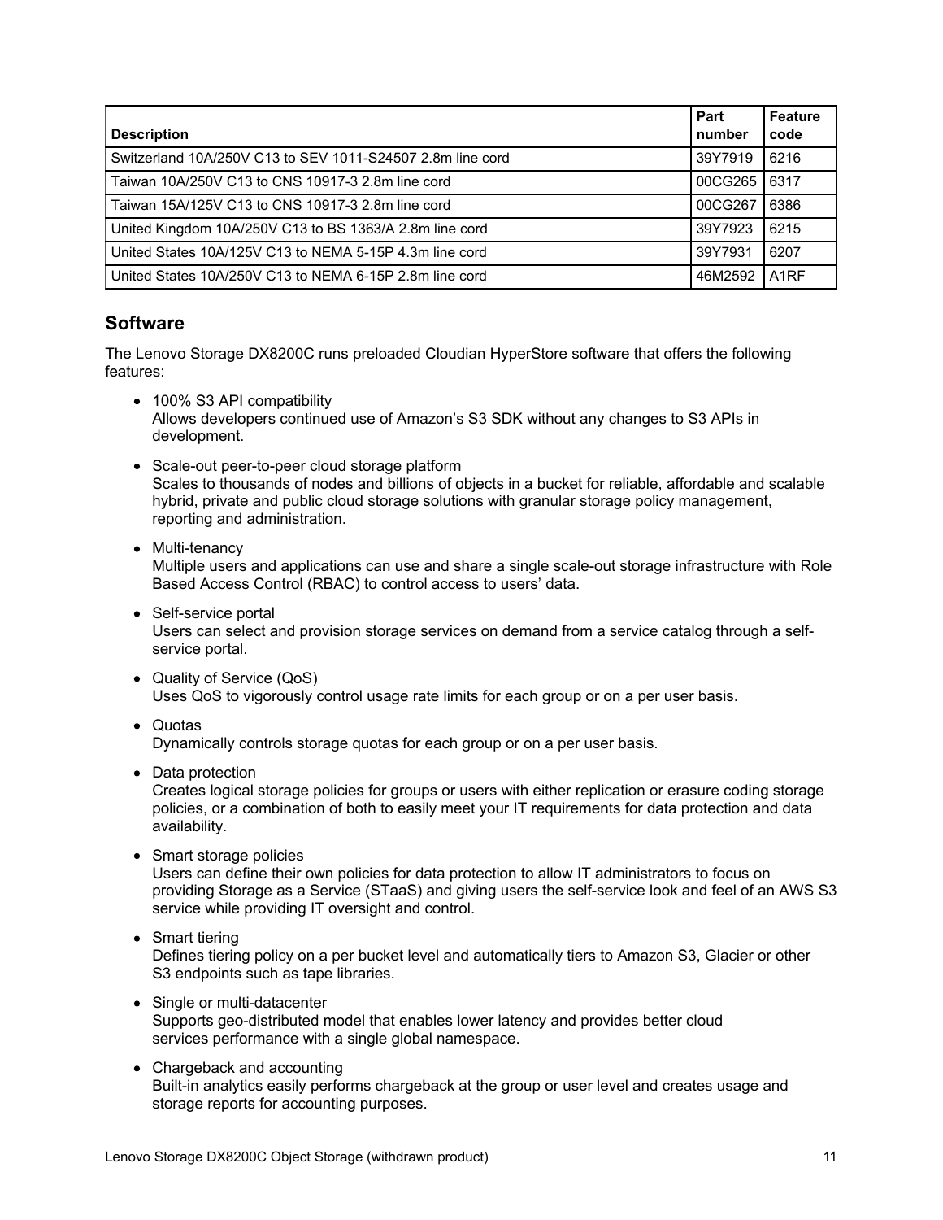| Description | Part number | Feature code |
|---|---|---|
| Switzerland 10A/250V C13 to SEV 1011-S24507 2.8m line cord | 39Y7919 | 6216 |
| Taiwan 10A/250V C13 to CNS 10917-3 2.8m line cord | 00CG265 | 6317 |
| Taiwan 15A/125V C13 to CNS 10917-3 2.8m line cord | 00CG267 | 6386 |
| United Kingdom 10A/250V C13 to BS 1363/A 2.8m line cord | 39Y7923 | 6215 |
| United States 10A/125V C13 to NEMA 5-15P 4.3m line cord | 39Y7931 | 6207 |
| United States 10A/250V C13 to NEMA 6-15P 2.8m line cord | 46M2592 | A1RF |

## Software

The Lenovo Storage DX8200C runs preloaded Cloudian HyperStore software that offers the following features:

- 100% S3 API compatibility
  Allows developers continued use of Amazon's S3 SDK without any changes to S3 APIs in development.
- Scale-out peer-to-peer cloud storage platform
  Scales to thousands of nodes and billions of objects in a bucket for reliable, affordable and scalable hybrid, private and public cloud storage solutions with granular storage policy management, reporting and administration.
- Multi-tenancy
  Multiple users and applications can use and share a single scale-out storage infrastructure with Role Based Access Control (RBAC) to control access to users' data.
- Self-service portal
  Users can select and provision storage services on demand from a service catalog through a self-service portal.
- Quality of Service (QoS)
  Uses QoS to vigorously control usage rate limits for each group or on a per user basis.
- Quotas
  Dynamically controls storage quotas for each group or on a per user basis.
- Data protection
  Creates logical storage policies for groups or users with either replication or erasure coding storage policies, or a combination of both to easily meet your IT requirements for data protection and data availability.
- Smart storage policies
  Users can define their own policies for data protection to allow IT administrators to focus on providing Storage as a Service (STaaS) and giving users the self-service look and feel of an AWS S3 service while providing IT oversight and control.
- Smart tiering
  Defines tiering policy on a per bucket level and automatically tiers to Amazon S3, Glacier or other S3 endpoints such as tape libraries.
- Single or multi-datacenter
  Supports geo-distributed model that enables lower latency and provides better cloud services performance with a single global namespace.
- Chargeback and accounting
  Built-in analytics easily performs chargeback at the group or user level and creates usage and storage reports for accounting purposes.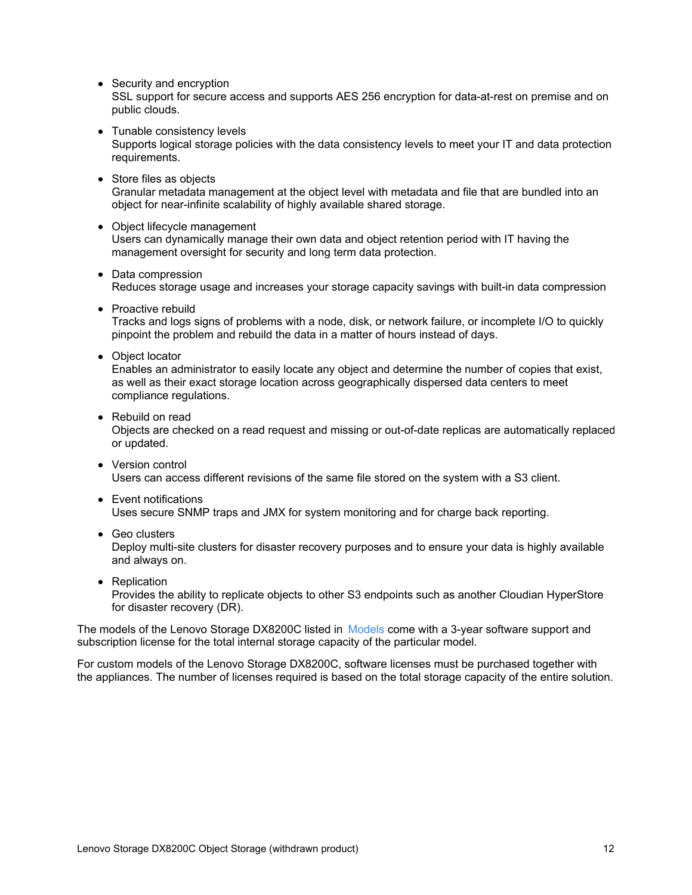- Security and encryption
  SSL support for secure access and supports AES 256 encryption for data-at-rest on premise and on public clouds.

- Tunable consistency levels
  Supports logical storage policies with the data consistency levels to meet your IT and data protection requirements.

- Store files as objects
  Granular metadata management at the object level with metadata and file that are bundled into an object for near-infinite scalability of highly available shared storage.

- Object lifecycle management
  Users can dynamically manage their own data and object retention period with IT having the management oversight for security and long term data protection.

- Data compression
  Reduces storage usage and increases your storage capacity savings with built-in data compression

- Proactive rebuild
  Tracks and logs signs of problems with a node, disk, or network failure, or incomplete I/O to quickly pinpoint the problem and rebuild the data in a matter of hours instead of days.

- Object locator
  Enables an administrator to easily locate any object and determine the number of copies that exist, as well as their exact storage location across geographically dispersed data centers to meet compliance regulations.

- Rebuild on read
  Objects are checked on a read request and missing or out-of-date replicas are automatically replaced or updated.

- Version control
  Users can access different revisions of the same file stored on the system with a S3 client.

- Event notifications
  Uses secure SNMP traps and JMX for system monitoring and for charge back reporting.

- Geo clusters
  Deploy multi-site clusters for disaster recovery purposes and to ensure your data is highly available and always on.

- Replication
  Provides the ability to replicate objects to other S3 endpoints such as another Cloudian HyperStore for disaster recovery (DR).

The models of the Lenovo Storage DX8200C listed in Models come with a 3-year software support and subscription license for the total internal storage capacity of the particular model.

For custom models of the Lenovo Storage DX8200C, software licenses must be purchased together with the appliances. The number of licenses required is based on the total storage capacity of the entire solution.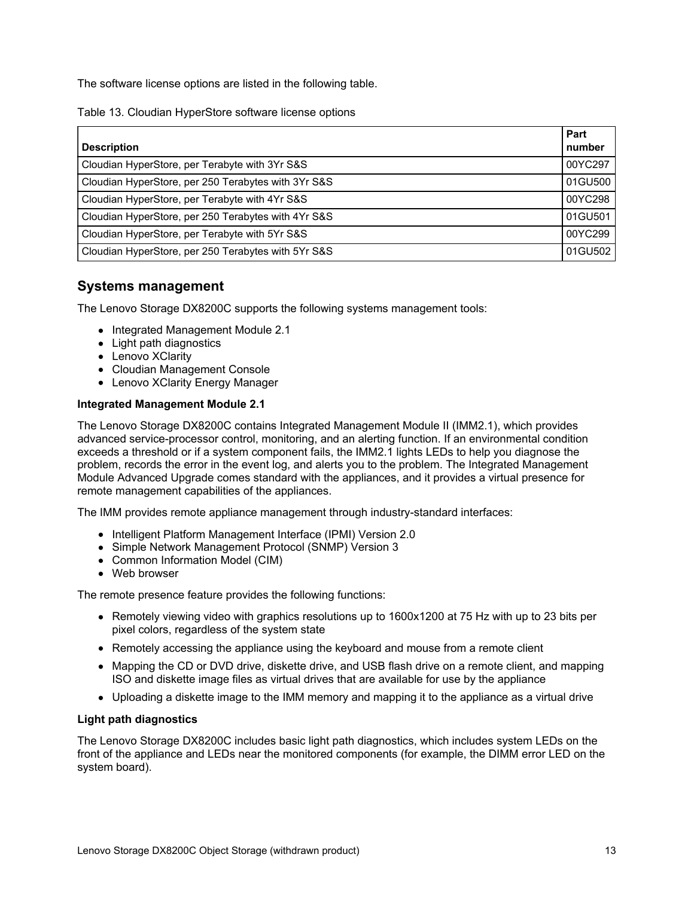The software license options are listed in the following table.

Table 13. Cloudian HyperStore software license options

| Description | Part number |
|---|---|
| Cloudian HyperStore, per Terabyte with 3Yr S&S | 00YC297 |
| Cloudian HyperStore, per 250 Terabytes with 3Yr S&S | 01GU500 |
| Cloudian HyperStore, per Terabyte with 4Yr S&S | 00YC298 |
| Cloudian HyperStore, per 250 Terabytes with 4Yr S&S | 01GU501 |
| Cloudian HyperStore, per Terabyte with 5Yr S&S | 00YC299 |
| Cloudian HyperStore, per 250 Terabytes with 5Yr S&S | 01GU502 |

## Systems management

The Lenovo Storage DX8200C supports the following systems management tools:

- Integrated Management Module 2.1
- Light path diagnostics
- Lenovo XClarity
- Cloudian Management Console
- Lenovo XClarity Energy Manager

**Integrated Management Module 2.1**

The Lenovo Storage DX8200C contains Integrated Management Module II (IMM2.1), which provides advanced service-processor control, monitoring, and an alerting function. If an environmental condition exceeds a threshold or if a system component fails, the IMM2.1 lights LEDs to help you diagnose the problem, records the error in the event log, and alerts you to the problem. The Integrated Management Module Advanced Upgrade comes standard with the appliances, and it provides a virtual presence for remote management capabilities of the appliances.

The IMM provides remote appliance management through industry-standard interfaces:

- Intelligent Platform Management Interface (IPMI) Version 2.0
- Simple Network Management Protocol (SNMP) Version 3
- Common Information Model (CIM)
- Web browser

The remote presence feature provides the following functions:

- Remotely viewing video with graphics resolutions up to 1600x1200 at 75 Hz with up to 23 bits per pixel colors, regardless of the system state
- Remotely accessing the appliance using the keyboard and mouse from a remote client
- Mapping the CD or DVD drive, diskette drive, and USB flash drive on a remote client, and mapping ISO and diskette image files as virtual drives that are available for use by the appliance
- Uploading a diskette image to the IMM memory and mapping it to the appliance as a virtual drive

**Light path diagnostics**

The Lenovo Storage DX8200C includes basic light path diagnostics, which includes system LEDs on the front of the appliance and LEDs near the monitored components (for example, the DIMM error LED on the system board).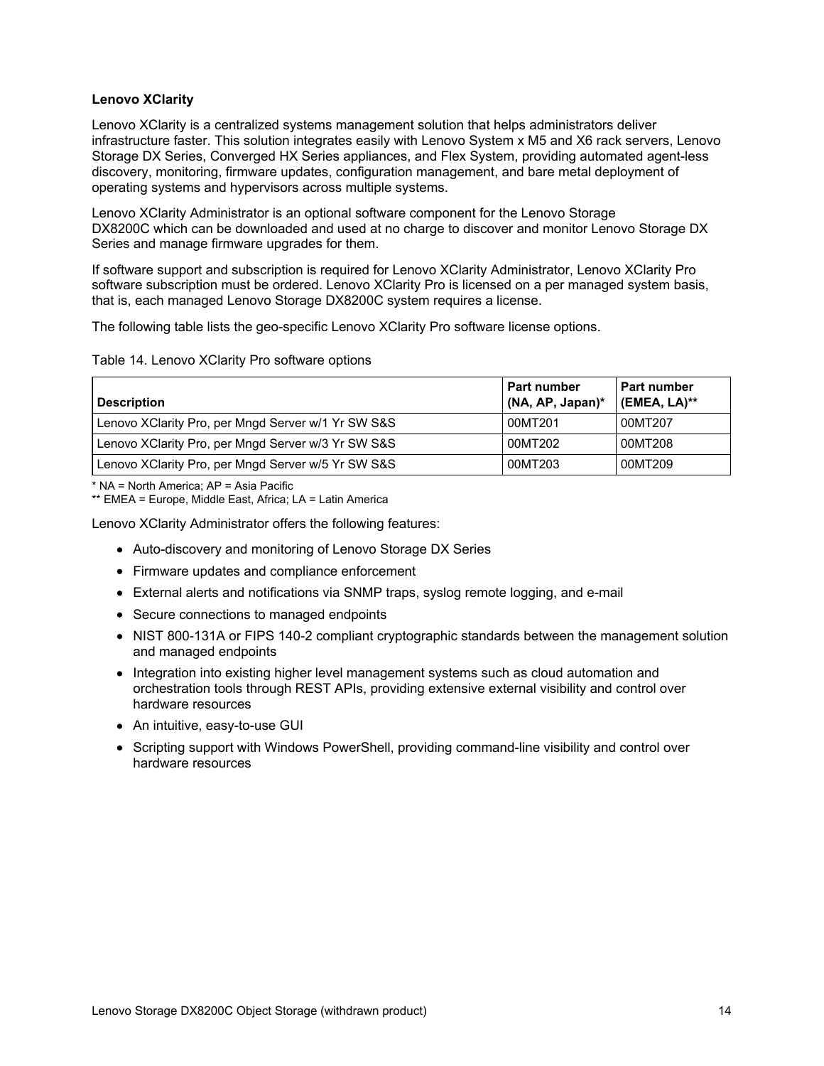**Lenovo XClarity**

Lenovo XClarity is a centralized systems management solution that helps administrators deliver infrastructure faster. This solution integrates easily with Lenovo System x M5 and X6 rack servers, Lenovo Storage DX Series, Converged HX Series appliances, and Flex System, providing automated agent-less discovery, monitoring, firmware updates, configuration management, and bare metal deployment of operating systems and hypervisors across multiple systems.

Lenovo XClarity Administrator is an optional software component for the Lenovo Storage DX8200C which can be downloaded and used at no charge to discover and monitor Lenovo Storage DX Series and manage firmware upgrades for them.

If software support and subscription is required for Lenovo XClarity Administrator, Lenovo XClarity Pro software subscription must be ordered. Lenovo XClarity Pro is licensed on a per managed system basis, that is, each managed Lenovo Storage DX8200C system requires a license.

The following table lists the geo-specific Lenovo XClarity Pro software license options.

Table 14. Lenovo XClarity Pro software options

| Description | Part number (NA, AP, Japan)* | Part number (EMEA, LA)** |
|---|---|---|
| Lenovo XClarity Pro, per Mngd Server w/1 Yr SW S&S | 00MT201 | 00MT207 |
| Lenovo XClarity Pro, per Mngd Server w/3 Yr SW S&S | 00MT202 | 00MT208 |
| Lenovo XClarity Pro, per Mngd Server w/5 Yr SW S&S | 00MT203 | 00MT209 |

\* NA = North America; AP = Asia Pacific
** EMEA = Europe, Middle East, Africa; LA = Latin America

Lenovo XClarity Administrator offers the following features:

- Auto-discovery and monitoring of Lenovo Storage DX Series
- Firmware updates and compliance enforcement
- External alerts and notifications via SNMP traps, syslog remote logging, and e-mail
- Secure connections to managed endpoints
- NIST 800-131A or FIPS 140-2 compliant cryptographic standards between the management solution and managed endpoints
- Integration into existing higher level management systems such as cloud automation and orchestration tools through REST APIs, providing extensive external visibility and control over hardware resources
- An intuitive, easy-to-use GUI
- Scripting support with Windows PowerShell, providing command-line visibility and control over hardware resources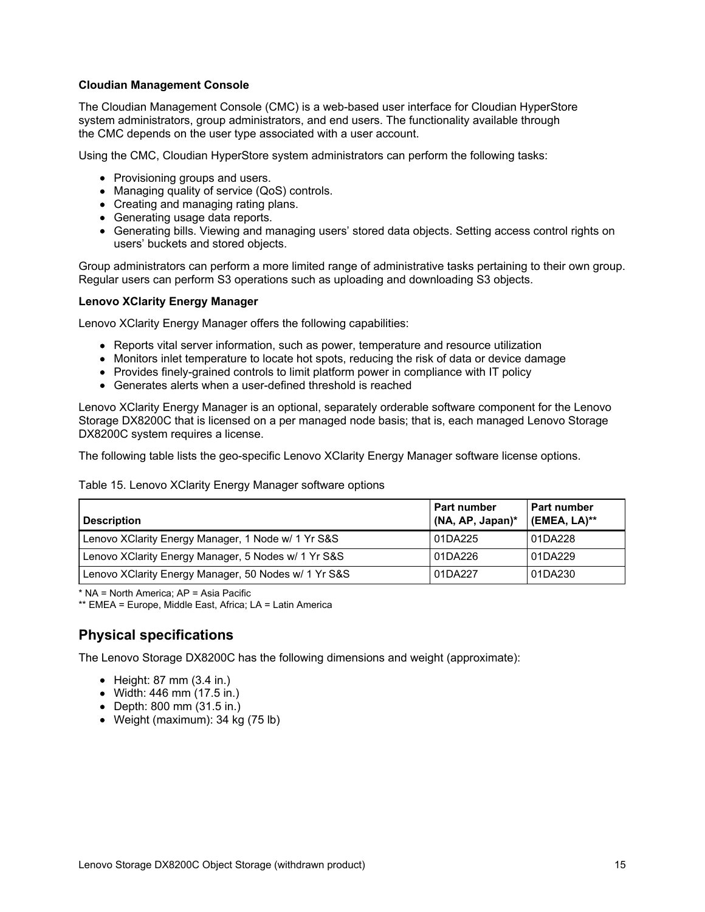**Cloudian Management Console**

The Cloudian Management Console (CMC) is a web-based user interface for Cloudian HyperStore system administrators, group administrators, and end users. The functionality available through the CMC depends on the user type associated with a user account.

Using the CMC, Cloudian HyperStore system administrators can perform the following tasks:

- Provisioning groups and users.
- Managing quality of service (QoS) controls.
- Creating and managing rating plans.
- Generating usage data reports.
- Generating bills. Viewing and managing users' stored data objects. Setting access control rights on users' buckets and stored objects.

Group administrators can perform a more limited range of administrative tasks pertaining to their own group. Regular users can perform S3 operations such as uploading and downloading S3 objects.

**Lenovo XClarity Energy Manager**

Lenovo XClarity Energy Manager offers the following capabilities:

- Reports vital server information, such as power, temperature and resource utilization
- Monitors inlet temperature to locate hot spots, reducing the risk of data or device damage
- Provides finely-grained controls to limit platform power in compliance with IT policy
- Generates alerts when a user-defined threshold is reached

Lenovo XClarity Energy Manager is an optional, separately orderable software component for the Lenovo Storage DX8200C that is licensed on a per managed node basis; that is, each managed Lenovo Storage DX8200C system requires a license.

The following table lists the geo-specific Lenovo XClarity Energy Manager software license options.

Table 15. Lenovo XClarity Energy Manager software options

| Description | Part number (NA, AP, Japan)* | Part number (EMEA, LA)** |
|---|---|---|
| Lenovo XClarity Energy Manager, 1 Node w/ 1 Yr S&S | 01DA225 | 01DA228 |
| Lenovo XClarity Energy Manager, 5 Nodes w/ 1 Yr S&S | 01DA226 | 01DA229 |
| Lenovo XClarity Energy Manager, 50 Nodes w/ 1 Yr S&S | 01DA227 | 01DA230 |

* NA = North America; AP = Asia Pacific

** EMEA = Europe, Middle East, Africa; LA = Latin America

## Physical specifications

The Lenovo Storage DX8200C has the following dimensions and weight (approximate):

- Height: 87 mm (3.4 in.)
- Width: 446 mm (17.5 in.)
- Depth: 800 mm (31.5 in.)
- Weight (maximum): 34 kg (75 lb)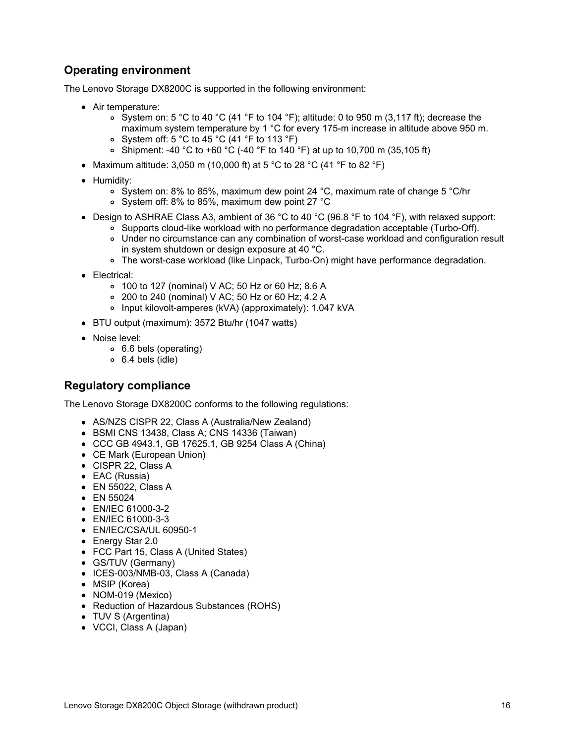## Operating environment

The Lenovo Storage DX8200C is supported in the following environment:

- Air temperature:
  - System on: 5 °C to 40 °C (41 °F to 104 °F); altitude: 0 to 950 m (3,117 ft); decrease the maximum system temperature by 1 °C for every 175-m increase in altitude above 950 m.
  - System off: 5 °C to 45 °C (41 °F to 113 °F)
  - Shipment: -40 °C to +60 °C (-40 °F to 140 °F) at up to 10,700 m (35,105 ft)
- Maximum altitude: 3,050 m (10,000 ft) at 5 °C to 28 °C (41 °F to 82 °F)
- Humidity:
  - System on: 8% to 85%, maximum dew point 24 °C, maximum rate of change 5 °C/hr
  - System off: 8% to 85%, maximum dew point 27 °C
- Design to ASHRAE Class A3, ambient of 36 °C to 40 °C (96.8 °F to 104 °F), with relaxed support:
  - Supports cloud-like workload with no performance degradation acceptable (Turbo-Off).
  - Under no circumstance can any combination of worst-case workload and configuration result in system shutdown or design exposure at 40 °C.
  - The worst-case workload (like Linpack, Turbo-On) might have performance degradation.
- Electrical:
  - 100 to 127 (nominal) V AC; 50 Hz or 60 Hz; 8.6 A
  - 200 to 240 (nominal) V AC; 50 Hz or 60 Hz; 4.2 A
  - Input kilovolt-amperes (kVA) (approximately): 1.047 kVA
- BTU output (maximum): 3572 Btu/hr (1047 watts)
- Noise level:
  - 6.6 bels (operating)
  - 6.4 bels (idle)

## Regulatory compliance

The Lenovo Storage DX8200C conforms to the following regulations:

- AS/NZS CISPR 22, Class A (Australia/New Zealand)
- BSMI CNS 13438, Class A; CNS 14336 (Taiwan)
- CCC GB 4943.1, GB 17625.1, GB 9254 Class A (China)
- CE Mark (European Union)
- CISPR 22, Class A
- EAC (Russia)
- EN 55022, Class A
- EN 55024
- EN/IEC 61000-3-2
- EN/IEC 61000-3-3
- EN/IEC/CSA/UL 60950-1
- Energy Star 2.0
- FCC Part 15, Class A (United States)
- GS/TUV (Germany)
- ICES-003/NMB-03, Class A (Canada)
- MSIP (Korea)
- NOM-019 (Mexico)
- Reduction of Hazardous Substances (ROHS)
- TUV S (Argentina)
- VCCI, Class A (Japan)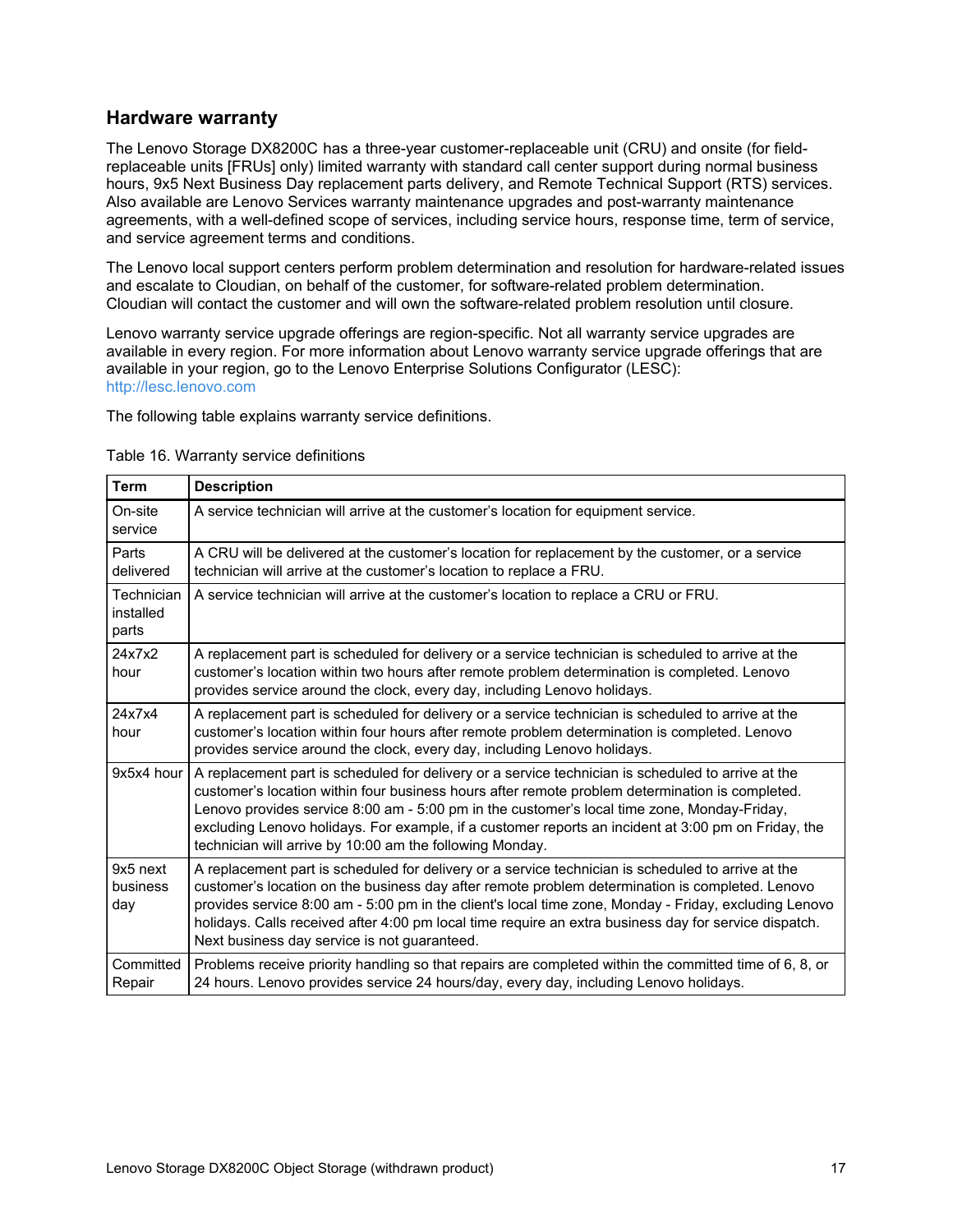## Hardware warranty

The Lenovo Storage DX8200C has a three-year customer-replaceable unit (CRU) and onsite (for field-replaceable units [FRUs] only) limited warranty with standard call center support during normal business hours, 9x5 Next Business Day replacement parts delivery, and Remote Technical Support (RTS) services. Also available are Lenovo Services warranty maintenance upgrades and post-warranty maintenance agreements, with a well-defined scope of services, including service hours, response time, term of service, and service agreement terms and conditions.

The Lenovo local support centers perform problem determination and resolution for hardware-related issues and escalate to Cloudian, on behalf of the customer, for software-related problem determination. Cloudian will contact the customer and will own the software-related problem resolution until closure.

Lenovo warranty service upgrade offerings are region-specific. Not all warranty service upgrades are available in every region. For more information about Lenovo warranty service upgrade offerings that are available in your region, go to the Lenovo Enterprise Solutions Configurator (LESC): http://lesc.lenovo.com

The following table explains warranty service definitions.

Table 16. Warranty service definitions

| Term | Description |
|---|---|
| On-site service | A service technician will arrive at the customer's location for equipment service. |
| Parts delivered | A CRU will be delivered at the customer's location for replacement by the customer, or a service technician will arrive at the customer's location to replace a FRU. |
| Technician installed parts | A service technician will arrive at the customer's location to replace a CRU or FRU. |
| 24x7x2 hour | A replacement part is scheduled for delivery or a service technician is scheduled to arrive at the customer's location within two hours after remote problem determination is completed. Lenovo provides service around the clock, every day, including Lenovo holidays. |
| 24x7x4 hour | A replacement part is scheduled for delivery or a service technician is scheduled to arrive at the customer's location within four hours after remote problem determination is completed. Lenovo provides service around the clock, every day, including Lenovo holidays. |
| 9x5x4 hour | A replacement part is scheduled for delivery or a service technician is scheduled to arrive at the customer's location within four business hours after remote problem determination is completed. Lenovo provides service 8:00 am - 5:00 pm in the customer's local time zone, Monday-Friday, excluding Lenovo holidays. For example, if a customer reports an incident at 3:00 pm on Friday, the technician will arrive by 10:00 am the following Monday. |
| 9x5 next business day | A replacement part is scheduled for delivery or a service technician is scheduled to arrive at the customer's location on the business day after remote problem determination is completed. Lenovo provides service 8:00 am - 5:00 pm in the client's local time zone, Monday - Friday, excluding Lenovo holidays. Calls received after 4:00 pm local time require an extra business day for service dispatch. Next business day service is not guaranteed. |
| Committed Repair | Problems receive priority handling so that repairs are completed within the committed time of 6, 8, or 24 hours. Lenovo provides service 24 hours/day, every day, including Lenovo holidays. |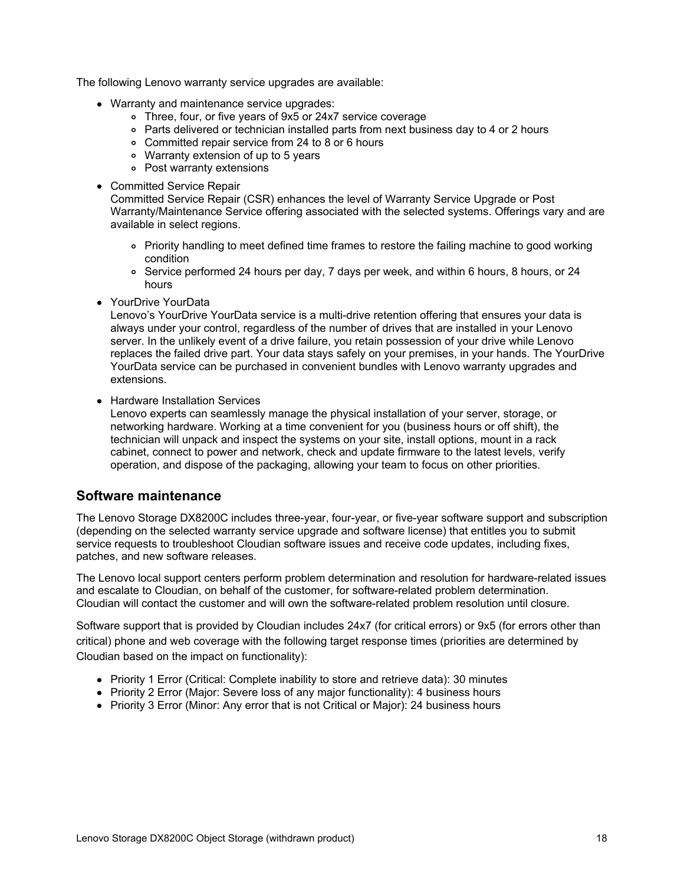The following Lenovo warranty service upgrades are available:

- Warranty and maintenance service upgrades:
  - Three, four, or five years of 9x5 or 24x7 service coverage
  - Parts delivered or technician installed parts from next business day to 4 or 2 hours
  - Committed repair service from 24 to 8 or 6 hours
  - Warranty extension of up to 5 years
  - Post warranty extensions
- Committed Service Repair
  Committed Service Repair (CSR) enhances the level of Warranty Service Upgrade or Post Warranty/Maintenance Service offering associated with the selected systems. Offerings vary and are available in select regions.
  - Priority handling to meet defined time frames to restore the failing machine to good working condition
  - Service performed 24 hours per day, 7 days per week, and within 6 hours, 8 hours, or 24 hours
- YourDrive YourData
  Lenovo's YourDrive YourData service is a multi-drive retention offering that ensures your data is always under your control, regardless of the number of drives that are installed in your Lenovo server. In the unlikely event of a drive failure, you retain possession of your drive while Lenovo replaces the failed drive part. Your data stays safely on your premises, in your hands. The YourDrive YourData service can be purchased in convenient bundles with Lenovo warranty upgrades and extensions.
- Hardware Installation Services
  Lenovo experts can seamlessly manage the physical installation of your server, storage, or networking hardware. Working at a time convenient for you (business hours or off shift), the technician will unpack and inspect the systems on your site, install options, mount in a rack cabinet, connect to power and network, check and update firmware to the latest levels, verify operation, and dispose of the packaging, allowing your team to focus on other priorities.

## Software maintenance

The Lenovo Storage DX8200C includes three-year, four-year, or five-year software support and subscription (depending on the selected warranty service upgrade and software license) that entitles you to submit service requests to troubleshoot Cloudian software issues and receive code updates, including fixes, patches, and new software releases.

The Lenovo local support centers perform problem determination and resolution for hardware-related issues and escalate to Cloudian, on behalf of the customer, for software-related problem determination. Cloudian will contact the customer and will own the software-related problem resolution until closure.

Software support that is provided by Cloudian includes 24x7 (for critical errors) or 9x5 (for errors other than critical) phone and web coverage with the following target response times (priorities are determined by Cloudian based on the impact on functionality):

- Priority 1 Error (Critical: Complete inability to store and retrieve data): 30 minutes
- Priority 2 Error (Major: Severe loss of any major functionality): 4 business hours
- Priority 3 Error (Minor: Any error that is not Critical or Major): 24 business hours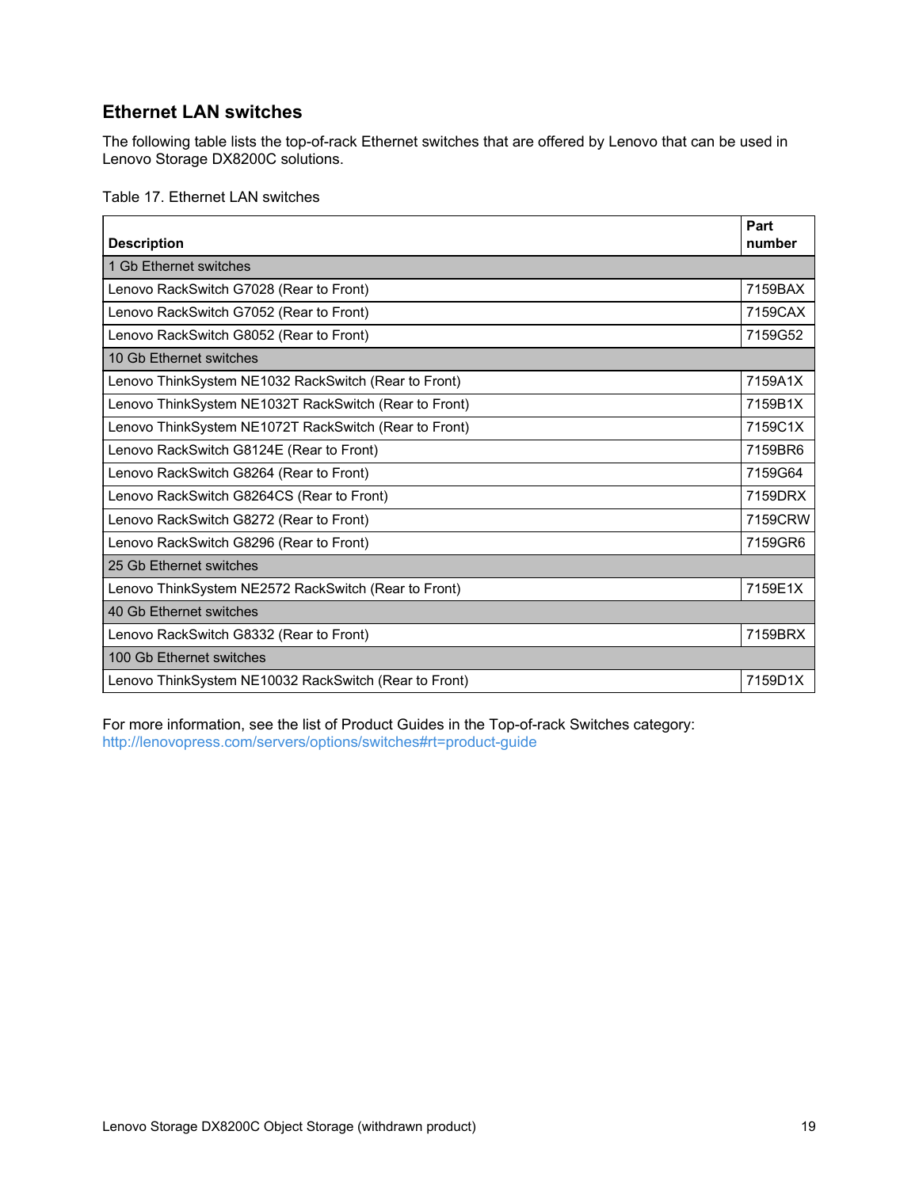## Ethernet LAN switches

The following table lists the top-of-rack Ethernet switches that are offered by Lenovo that can be used in Lenovo Storage DX8200C solutions.

Table 17. Ethernet LAN switches

| Description | Part number |
|---|---|
| **1 Gb Ethernet switches** | |
| Lenovo RackSwitch G7028 (Rear to Front) | 7159BAX |
| Lenovo RackSwitch G7052 (Rear to Front) | 7159CAX |
| Lenovo RackSwitch G8052 (Rear to Front) | 7159G52 |
| **10 Gb Ethernet switches** | |
| Lenovo ThinkSystem NE1032 RackSwitch (Rear to Front) | 7159A1X |
| Lenovo ThinkSystem NE1032T RackSwitch (Rear to Front) | 7159B1X |
| Lenovo ThinkSystem NE1072T RackSwitch (Rear to Front) | 7159C1X |
| Lenovo RackSwitch G8124E (Rear to Front) | 7159BR6 |
| Lenovo RackSwitch G8264 (Rear to Front) | 7159G64 |
| Lenovo RackSwitch G8264CS (Rear to Front) | 7159DRX |
| Lenovo RackSwitch G8272 (Rear to Front) | 7159CRW |
| Lenovo RackSwitch G8296 (Rear to Front) | 7159GR6 |
| **25 Gb Ethernet switches** | |
| Lenovo ThinkSystem NE2572 RackSwitch (Rear to Front) | 7159E1X |
| **40 Gb Ethernet switches** | |
| Lenovo RackSwitch G8332 (Rear to Front) | 7159BRX |
| **100 Gb Ethernet switches** | |
| Lenovo ThinkSystem NE10032 RackSwitch (Rear to Front) | 7159D1X |

For more information, see the list of Product Guides in the Top-of-rack Switches category:
http://lenovopress.com/servers/options/switches#rt=product-guide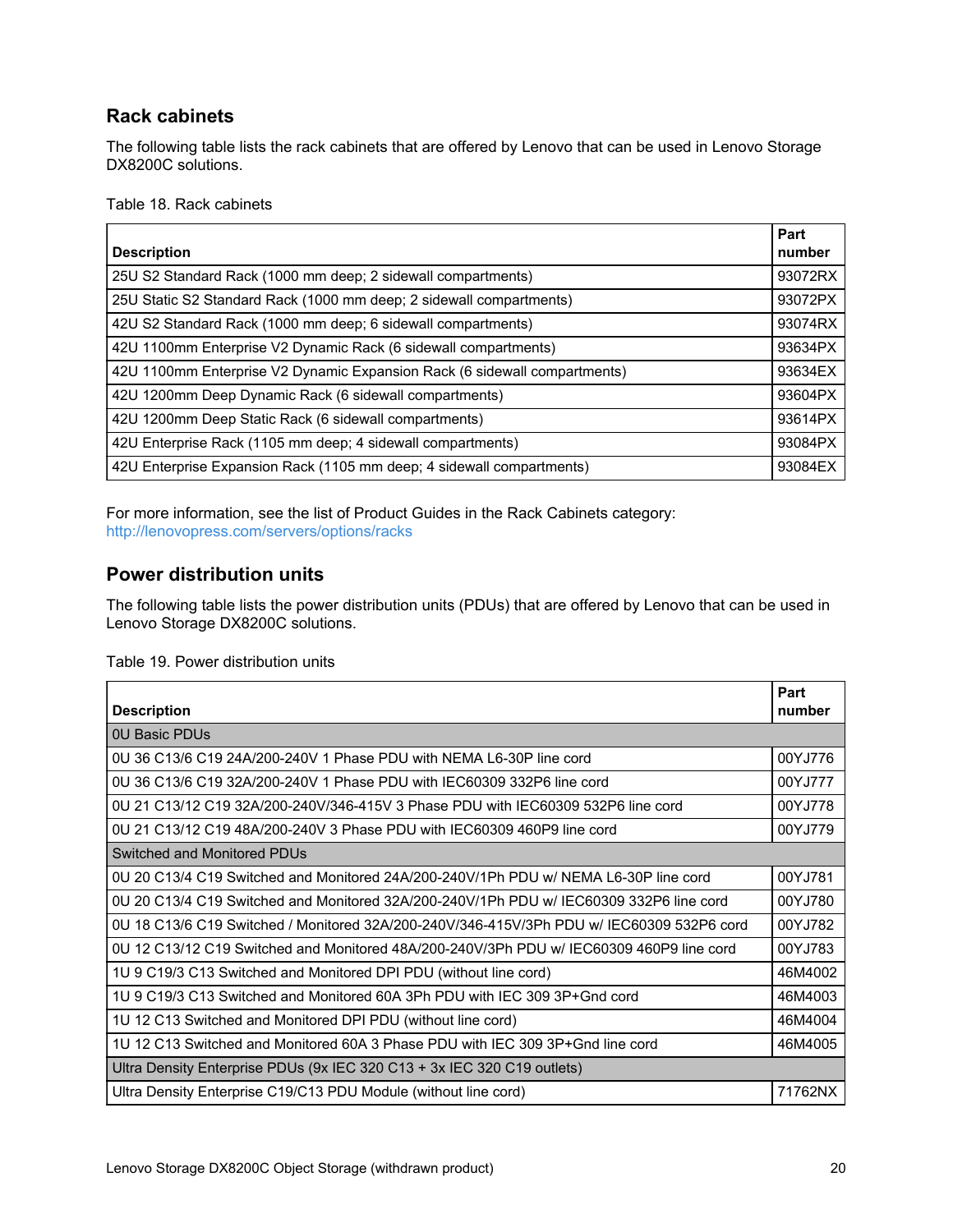## Rack cabinets

The following table lists the rack cabinets that are offered by Lenovo that can be used in Lenovo Storage DX8200C solutions.

Table 18. Rack cabinets

| Description | Part number |
|---|---|
| 25U S2 Standard Rack (1000 mm deep; 2 sidewall compartments) | 93072RX |
| 25U Static S2 Standard Rack (1000 mm deep; 2 sidewall compartments) | 93072PX |
| 42U S2 Standard Rack (1000 mm deep; 6 sidewall compartments) | 93074RX |
| 42U 1100mm Enterprise V2 Dynamic Rack (6 sidewall compartments) | 93634PX |
| 42U 1100mm Enterprise V2 Dynamic Expansion Rack (6 sidewall compartments) | 93634EX |
| 42U 1200mm Deep Dynamic Rack (6 sidewall compartments) | 93604PX |
| 42U 1200mm Deep Static Rack (6 sidewall compartments) | 93614PX |
| 42U Enterprise Rack (1105 mm deep; 4 sidewall compartments) | 93084PX |
| 42U Enterprise Expansion Rack (1105 mm deep; 4 sidewall compartments) | 93084EX |

For more information, see the list of Product Guides in the Rack Cabinets category: http://lenovopress.com/servers/options/racks

## Power distribution units

The following table lists the power distribution units (PDUs) that are offered by Lenovo that can be used in Lenovo Storage DX8200C solutions.

Table 19. Power distribution units

| Description | Part number |
|---|---|
| 0U Basic PDUs | |
| 0U 36 C13/6 C19 24A/200-240V 1 Phase PDU with NEMA L6-30P line cord | 00YJ776 |
| 0U 36 C13/6 C19 32A/200-240V 1 Phase PDU with IEC60309 332P6 line cord | 00YJ777 |
| 0U 21 C13/12 C19 32A/200-240V/346-415V 3 Phase PDU with IEC60309 532P6 line cord | 00YJ778 |
| 0U 21 C13/12 C19 48A/200-240V 3 Phase PDU with IEC60309 460P9 line cord | 00YJ779 |
| Switched and Monitored PDUs | |
| 0U 20 C13/4 C19 Switched and Monitored 24A/200-240V/1Ph PDU w/ NEMA L6-30P line cord | 00YJ781 |
| 0U 20 C13/4 C19 Switched and Monitored 32A/200-240V/1Ph PDU w/ IEC60309 332P6 line cord | 00YJ780 |
| 0U 18 C13/6 C19 Switched / Monitored 32A/200-240V/346-415V/3Ph PDU w/ IEC60309 532P6 cord | 00YJ782 |
| 0U 12 C13/12 C19 Switched and Monitored 48A/200-240V/3Ph PDU w/ IEC60309 460P9 line cord | 00YJ783 |
| 1U 9 C19/3 C13 Switched and Monitored DPI PDU (without line cord) | 46M4002 |
| 1U 9 C19/3 C13 Switched and Monitored 60A 3Ph PDU with IEC 309 3P+Gnd cord | 46M4003 |
| 1U 12 C13 Switched and Monitored DPI PDU (without line cord) | 46M4004 |
| 1U 12 C13 Switched and Monitored 60A 3 Phase PDU with IEC 309 3P+Gnd line cord | 46M4005 |
| Ultra Density Enterprise PDUs (9x IEC 320 C13 + 3x IEC 320 C19 outlets) | |
| Ultra Density Enterprise C19/C13 PDU Module (without line cord) | 71762NX |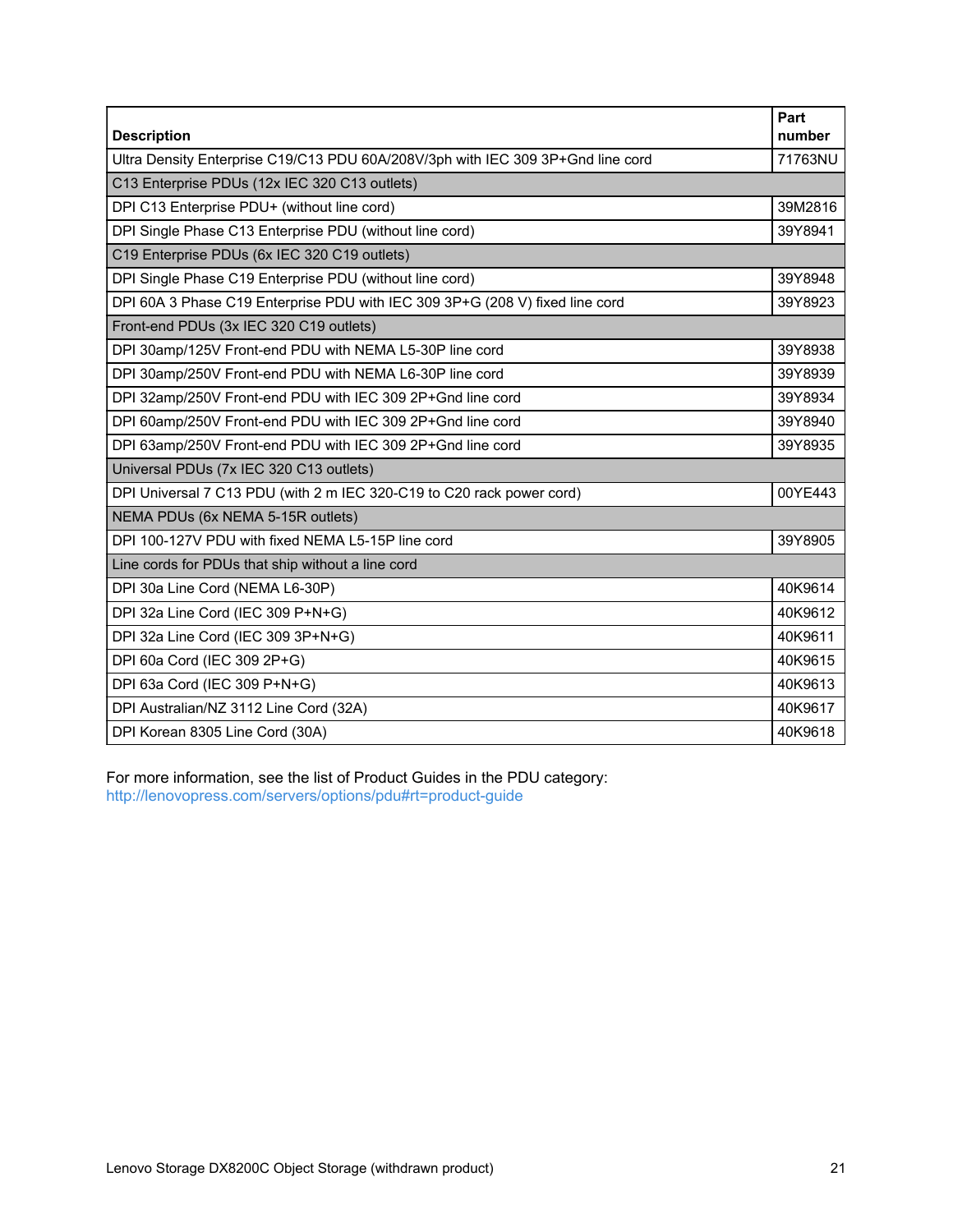| Description | Part number |
|---|---|
| Ultra Density Enterprise C19/C13 PDU 60A/208V/3ph with IEC 309 3P+Gnd line cord | 71763NU |
| C13 Enterprise PDUs (12x IEC 320 C13 outlets) | |
| DPI C13 Enterprise PDU+ (without line cord) | 39M2816 |
| DPI Single Phase C13 Enterprise PDU (without line cord) | 39Y8941 |
| C19 Enterprise PDUs (6x IEC 320 C19 outlets) | |
| DPI Single Phase C19 Enterprise PDU (without line cord) | 39Y8948 |
| DPI 60A 3 Phase C19 Enterprise PDU with IEC 309 3P+G (208 V) fixed line cord | 39Y8923 |
| Front-end PDUs (3x IEC 320 C19 outlets) | |
| DPI 30amp/125V Front-end PDU with NEMA L5-30P line cord | 39Y8938 |
| DPI 30amp/250V Front-end PDU with NEMA L6-30P line cord | 39Y8939 |
| DPI 32amp/250V Front-end PDU with IEC 309 2P+Gnd line cord | 39Y8934 |
| DPI 60amp/250V Front-end PDU with IEC 309 2P+Gnd line cord | 39Y8940 |
| DPI 63amp/250V Front-end PDU with IEC 309 2P+Gnd line cord | 39Y8935 |
| Universal PDUs (7x IEC 320 C13 outlets) | |
| DPI Universal 7 C13 PDU (with 2 m IEC 320-C19 to C20 rack power cord) | 00YE443 |
| NEMA PDUs (6x NEMA 5-15R outlets) | |
| DPI 100-127V PDU with fixed NEMA L5-15P line cord | 39Y8905 |
| Line cords for PDUs that ship without a line cord | |
| DPI 30a Line Cord (NEMA L6-30P) | 40K9614 |
| DPI 32a Line Cord (IEC 309 P+N+G) | 40K9612 |
| DPI 32a Line Cord (IEC 309 3P+N+G) | 40K9611 |
| DPI 60a Cord (IEC 309 2P+G) | 40K9615 |
| DPI 63a Cord (IEC 309 P+N+G) | 40K9613 |
| DPI Australian/NZ 3112 Line Cord (32A) | 40K9617 |
| DPI Korean 8305 Line Cord (30A) | 40K9618 |

For more information, see the list of Product Guides in the PDU category:
http://lenovopress.com/servers/options/pdu#rt=product-guide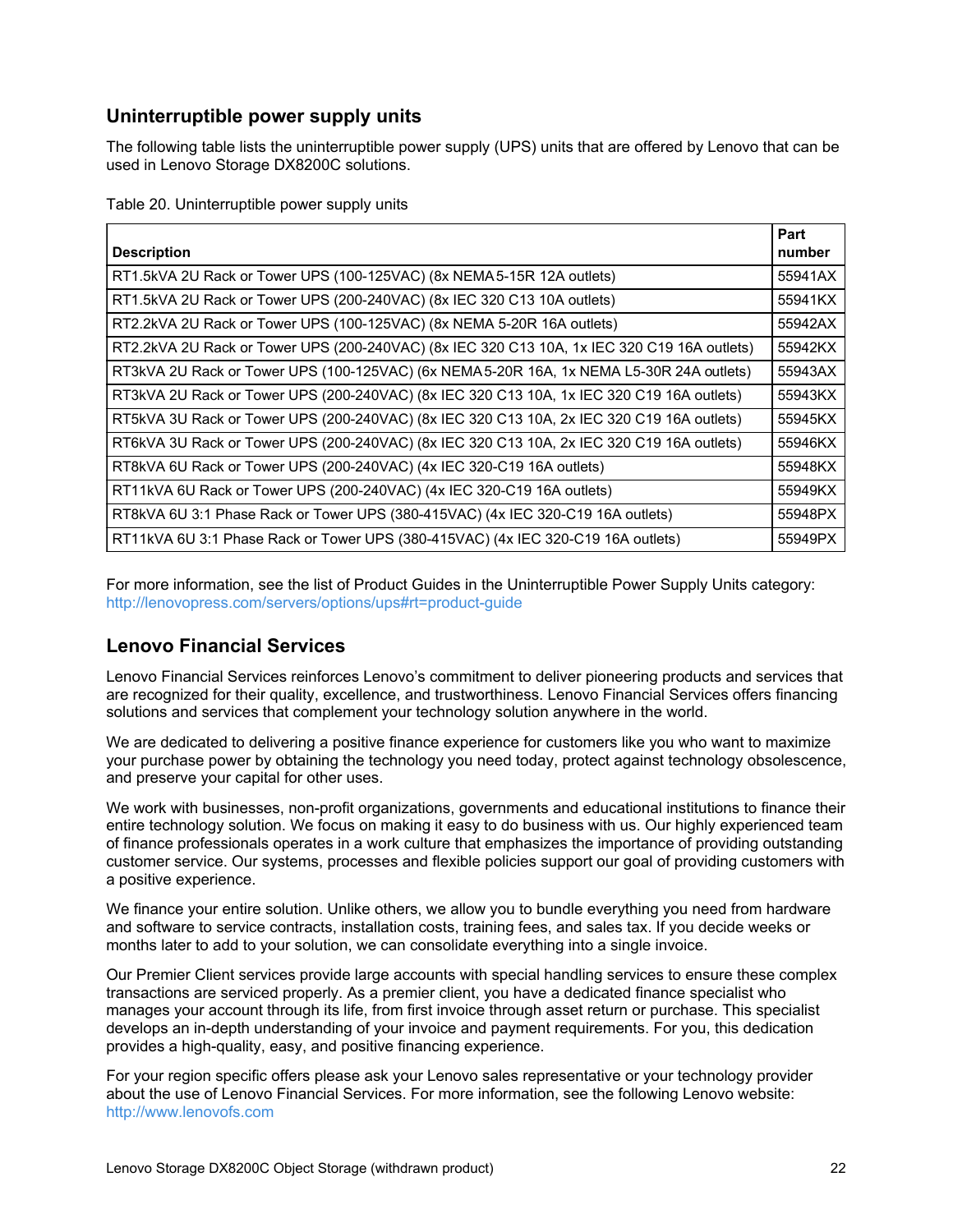## Uninterruptible power supply units

The following table lists the uninterruptible power supply (UPS) units that are offered by Lenovo that can be used in Lenovo Storage DX8200C solutions.

Table 20. Uninterruptible power supply units

| Description | Part number |
|---|---|
| RT1.5kVA 2U Rack or Tower UPS (100-125VAC) (8x NEMA 5-15R 12A outlets) | 55941AX |
| RT1.5kVA 2U Rack or Tower UPS (200-240VAC) (8x IEC 320 C13 10A outlets) | 55941KX |
| RT2.2kVA 2U Rack or Tower UPS (100-125VAC) (8x NEMA 5-20R 16A outlets) | 55942AX |
| RT2.2kVA 2U Rack or Tower UPS (200-240VAC) (8x IEC 320 C13 10A, 1x IEC 320 C19 16A outlets) | 55942KX |
| RT3kVA 2U Rack or Tower UPS (100-125VAC) (6x NEMA 5-20R 16A, 1x NEMA L5-30R 24A outlets) | 55943AX |
| RT3kVA 2U Rack or Tower UPS (200-240VAC) (8x IEC 320 C13 10A, 1x IEC 320 C19 16A outlets) | 55943KX |
| RT5kVA 3U Rack or Tower UPS (200-240VAC) (8x IEC 320 C13 10A, 2x IEC 320 C19 16A outlets) | 55945KX |
| RT6kVA 3U Rack or Tower UPS (200-240VAC) (8x IEC 320 C13 10A, 2x IEC 320 C19 16A outlets) | 55946KX |
| RT8kVA 6U Rack or Tower UPS (200-240VAC) (4x IEC 320-C19 16A outlets) | 55948KX |
| RT11kVA 6U Rack or Tower UPS (200-240VAC) (4x IEC 320-C19 16A outlets) | 55949KX |
| RT8kVA 6U 3:1 Phase Rack or Tower UPS (380-415VAC) (4x IEC 320-C19 16A outlets) | 55948PX |
| RT11kVA 6U 3:1 Phase Rack or Tower UPS (380-415VAC) (4x IEC 320-C19 16A outlets) | 55949PX |

For more information, see the list of Product Guides in the Uninterruptible Power Supply Units category: http://lenovopress.com/servers/options/ups#rt=product-guide

## Lenovo Financial Services

Lenovo Financial Services reinforces Lenovo's commitment to deliver pioneering products and services that are recognized for their quality, excellence, and trustworthiness. Lenovo Financial Services offers financing solutions and services that complement your technology solution anywhere in the world.

We are dedicated to delivering a positive finance experience for customers like you who want to maximize your purchase power by obtaining the technology you need today, protect against technology obsolescence, and preserve your capital for other uses.

We work with businesses, non-profit organizations, governments and educational institutions to finance their entire technology solution. We focus on making it easy to do business with us. Our highly experienced team of finance professionals operates in a work culture that emphasizes the importance of providing outstanding customer service. Our systems, processes and flexible policies support our goal of providing customers with a positive experience.

We finance your entire solution. Unlike others, we allow you to bundle everything you need from hardware and software to service contracts, installation costs, training fees, and sales tax. If you decide weeks or months later to add to your solution, we can consolidate everything into a single invoice.

Our Premier Client services provide large accounts with special handling services to ensure these complex transactions are serviced properly. As a premier client, you have a dedicated finance specialist who manages your account through its life, from first invoice through asset return or purchase. This specialist develops an in-depth understanding of your invoice and payment requirements. For you, this dedication provides a high-quality, easy, and positive financing experience.

For your region specific offers please ask your Lenovo sales representative or your technology provider about the use of Lenovo Financial Services. For more information, see the following Lenovo website: http://www.lenovofs.com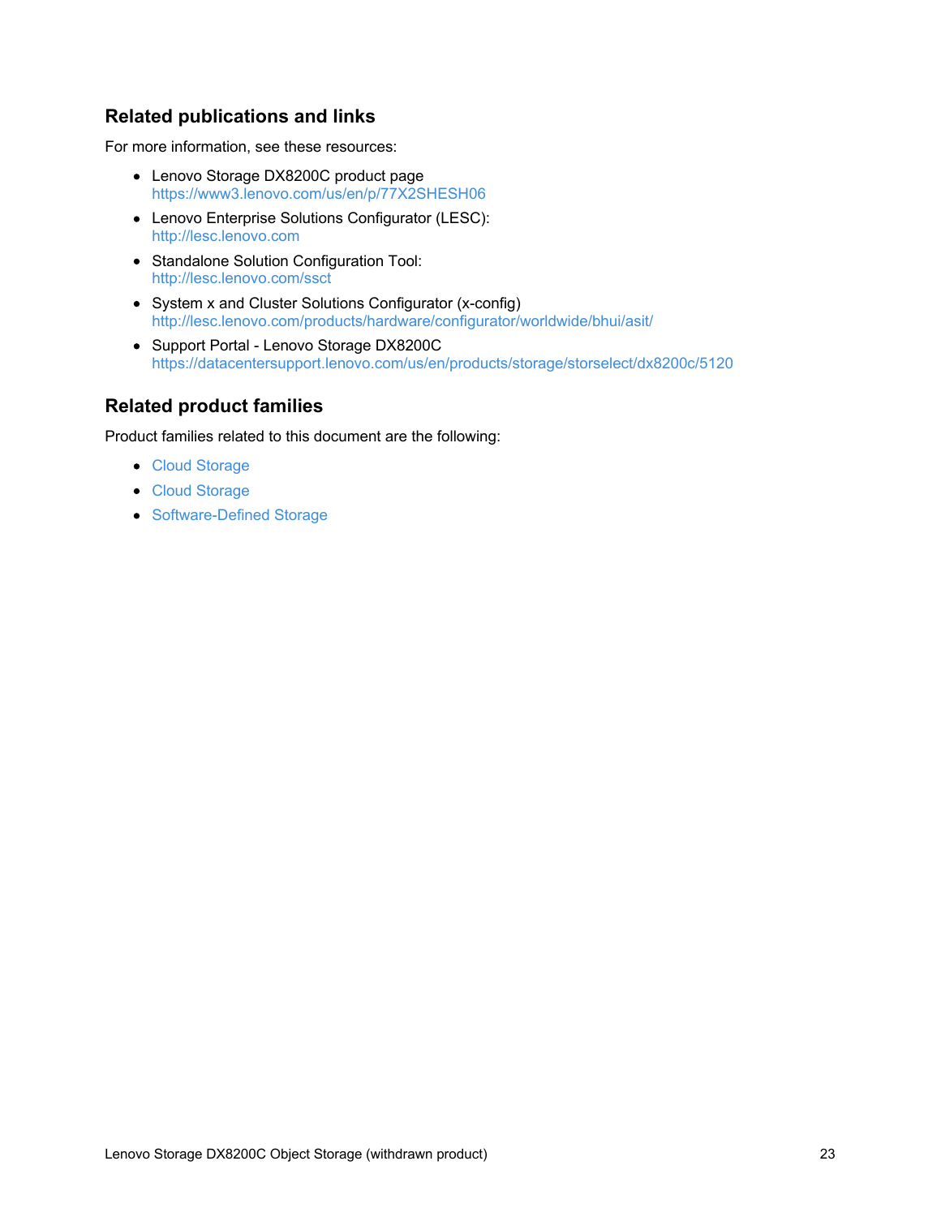## Related publications and links

For more information, see these resources:

- Lenovo Storage DX8200C product page
  https://www3.lenovo.com/us/en/p/77X2SHESH06
- Lenovo Enterprise Solutions Configurator (LESC):
  http://lesc.lenovo.com
- Standalone Solution Configuration Tool:
  http://lesc.lenovo.com/ssct
- System x and Cluster Solutions Configurator (x-config)
  http://lesc.lenovo.com/products/hardware/configurator/worldwide/bhui/asit/
- Support Portal - Lenovo Storage DX8200C
  https://datacentersupport.lenovo.com/us/en/products/storage/storselect/dx8200c/5120

## Related product families

Product families related to this document are the following:

- Cloud Storage
- Cloud Storage
- Software-Defined Storage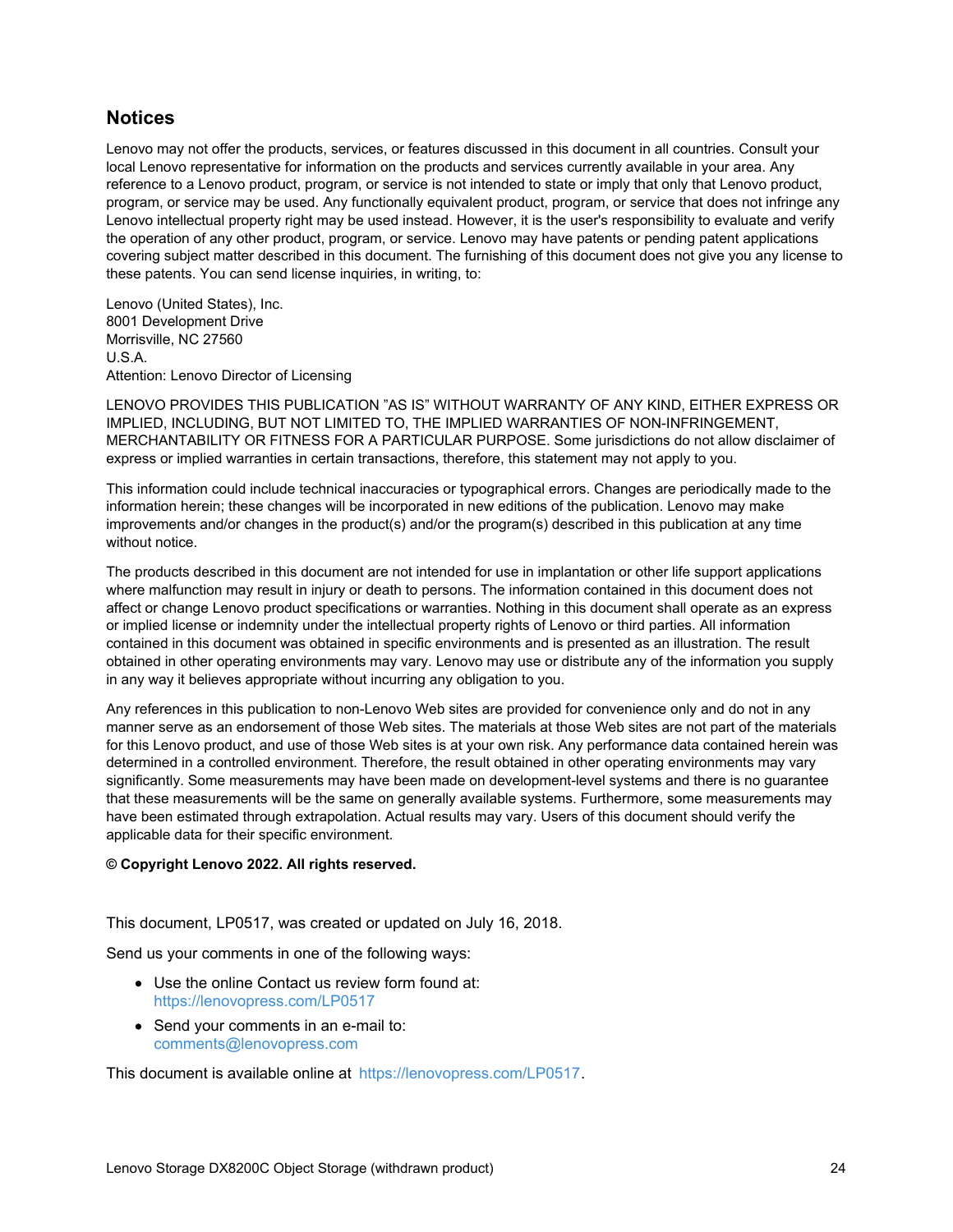## Notices

Lenovo may not offer the products, services, or features discussed in this document in all countries. Consult your local Lenovo representative for information on the products and services currently available in your area. Any reference to a Lenovo product, program, or service is not intended to state or imply that only that Lenovo product, program, or service may be used. Any functionally equivalent product, program, or service that does not infringe any Lenovo intellectual property right may be used instead. However, it is the user's responsibility to evaluate and verify the operation of any other product, program, or service. Lenovo may have patents or pending patent applications covering subject matter described in this document. The furnishing of this document does not give you any license to these patents. You can send license inquiries, in writing, to:

Lenovo (United States), Inc.
8001 Development Drive
Morrisville, NC 27560
U.S.A.
Attention: Lenovo Director of Licensing

LENOVO PROVIDES THIS PUBLICATION "AS IS" WITHOUT WARRANTY OF ANY KIND, EITHER EXPRESS OR IMPLIED, INCLUDING, BUT NOT LIMITED TO, THE IMPLIED WARRANTIES OF NON-INFRINGEMENT, MERCHANTABILITY OR FITNESS FOR A PARTICULAR PURPOSE. Some jurisdictions do not allow disclaimer of express or implied warranties in certain transactions, therefore, this statement may not apply to you.

This information could include technical inaccuracies or typographical errors. Changes are periodically made to the information herein; these changes will be incorporated in new editions of the publication. Lenovo may make improvements and/or changes in the product(s) and/or the program(s) described in this publication at any time without notice.

The products described in this document are not intended for use in implantation or other life support applications where malfunction may result in injury or death to persons. The information contained in this document does not affect or change Lenovo product specifications or warranties. Nothing in this document shall operate as an express or implied license or indemnity under the intellectual property rights of Lenovo or third parties. All information contained in this document was obtained in specific environments and is presented as an illustration. The result obtained in other operating environments may vary. Lenovo may use or distribute any of the information you supply in any way it believes appropriate without incurring any obligation to you.

Any references in this publication to non-Lenovo Web sites are provided for convenience only and do not in any manner serve as an endorsement of those Web sites. The materials at those Web sites are not part of the materials for this Lenovo product, and use of those Web sites is at your own risk. Any performance data contained herein was determined in a controlled environment. Therefore, the result obtained in other operating environments may vary significantly. Some measurements may have been made on development-level systems and there is no guarantee that these measurements will be the same on generally available systems. Furthermore, some measurements may have been estimated through extrapolation. Actual results may vary. Users of this document should verify the applicable data for their specific environment.

**© Copyright Lenovo 2022. All rights reserved.**

This document, LP0517, was created or updated on July 16, 2018.

Send us your comments in one of the following ways:

- Use the online Contact us review form found at:
  https://lenovopress.com/LP0517
- Send your comments in an e-mail to:
  comments@lenovopress.com

This document is available online at https://lenovopress.com/LP0517.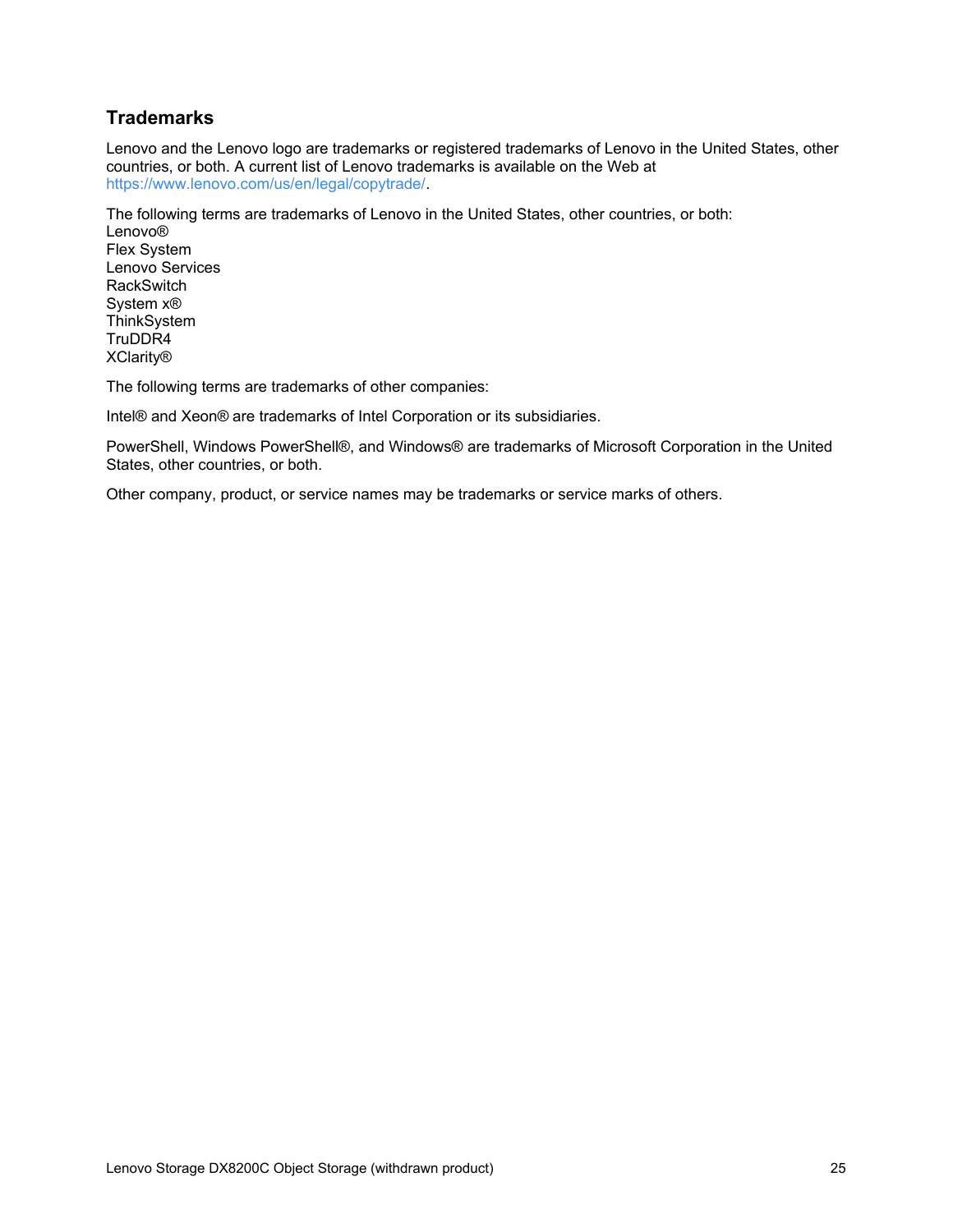## Trademarks

Lenovo and the Lenovo logo are trademarks or registered trademarks of Lenovo in the United States, other countries, or both. A current list of Lenovo trademarks is available on the Web at https://www.lenovo.com/us/en/legal/copytrade/.

The following terms are trademarks of Lenovo in the United States, other countries, or both:
Lenovo®
Flex System
Lenovo Services
RackSwitch
System x®
ThinkSystem
TruDDR4
XClarity®

The following terms are trademarks of other companies:

Intel® and Xeon® are trademarks of Intel Corporation or its subsidiaries.

PowerShell, Windows PowerShell®, and Windows® are trademarks of Microsoft Corporation in the United States, other countries, or both.

Other company, product, or service names may be trademarks or service marks of others.